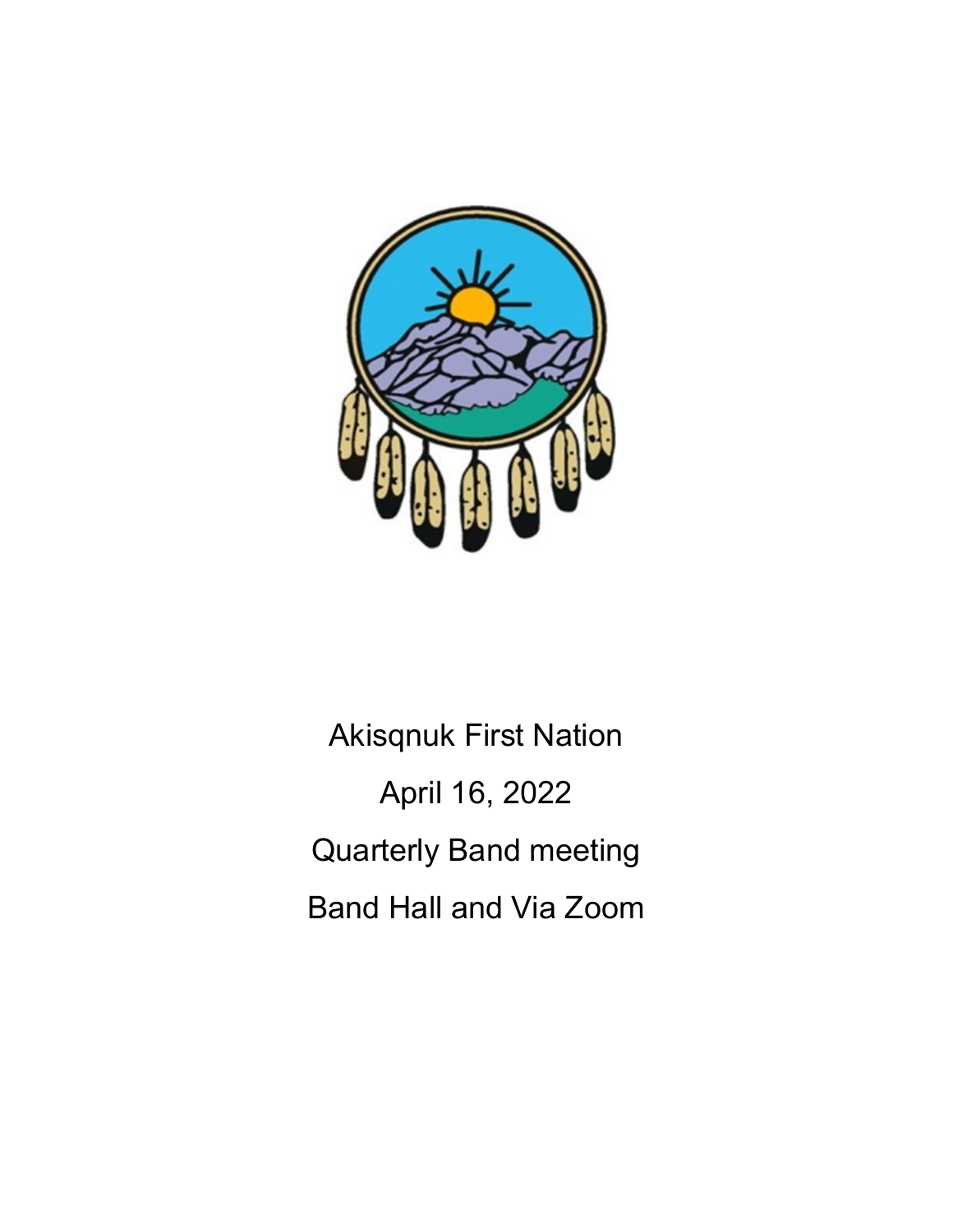Akisqnuk First Nation

April 16, 2022

Quarterly Band meeting

Band Hall and Via Zoom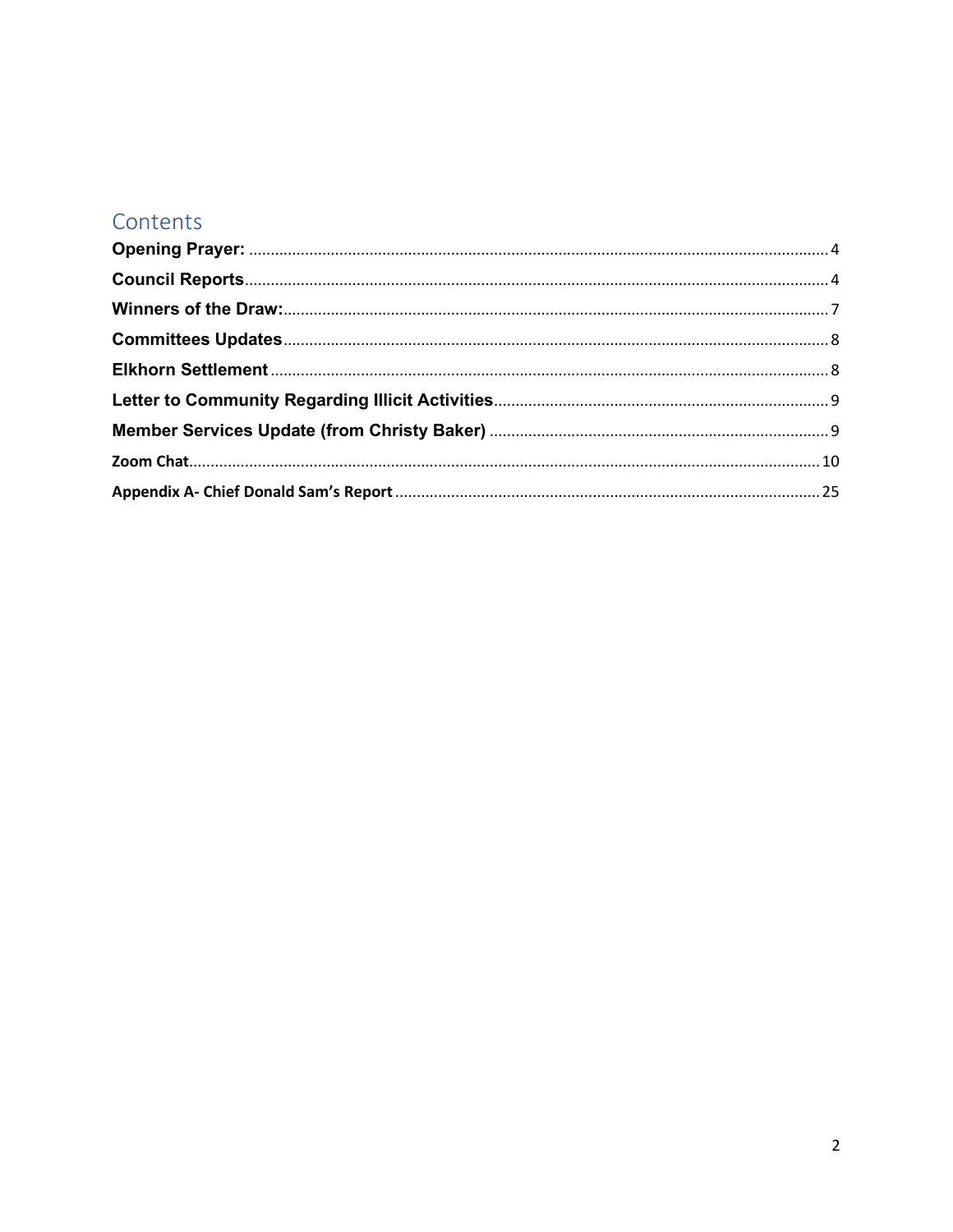# Contents

**Opening Prayer:** ........................................ 4

**Council Reports** ........................................ 4

**Winners of the Draw:** ........................................ 7

**Committees Updates** ........................................ 8

**Elkhorn Settlement** ........................................ 8

**Letter to Community Regarding Illicit Activities** ........................................ 9

**Member Services Update (from Christy Baker)** ........................................ 9

**Zoom Chat** ........................................ 10

**Appendix A- Chief Donald Sam's Report** ........................................ 25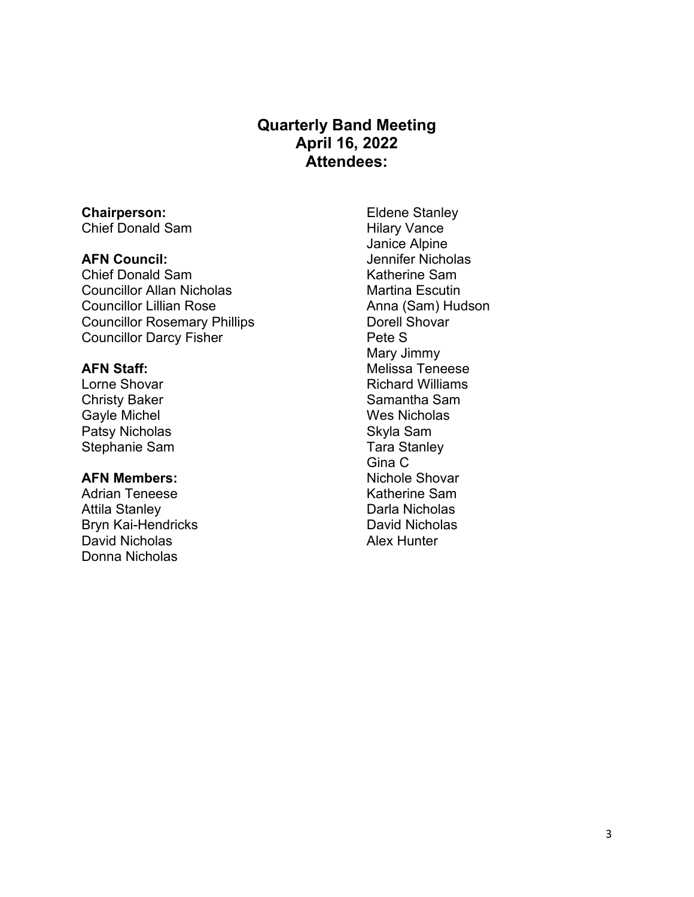# Quarterly Band Meeting
## April 16, 2022
## Attendees:

**Chairperson:**
Chief Donald Sam

**AFN Council:**
Chief Donald Sam
Councillor Allan Nicholas
Councillor Lillian Rose
Councillor Rosemary Phillips
Councillor Darcy Fisher

**AFN Staff:**
Lorne Shovar
Christy Baker
Gayle Michel
Patsy Nicholas
Stephanie Sam

**AFN Members:**
Adrian Teneese
Attila Stanley
Bryn Kai-Hendricks
David Nicholas
Donna Nicholas
Eldene Stanley
Hilary Vance
Janice Alpine
Jennifer Nicholas
Katherine Sam
Martina Escutin
Anna (Sam) Hudson
Dorell Shovar
Pete S
Mary Jimmy
Melissa Teneese
Richard Williams
Samantha Sam
Wes Nicholas
Skyla Sam
Tara Stanley
Gina C
Nichole Shovar
Katherine Sam
Darla Nicholas
David Nicholas
Alex Hunter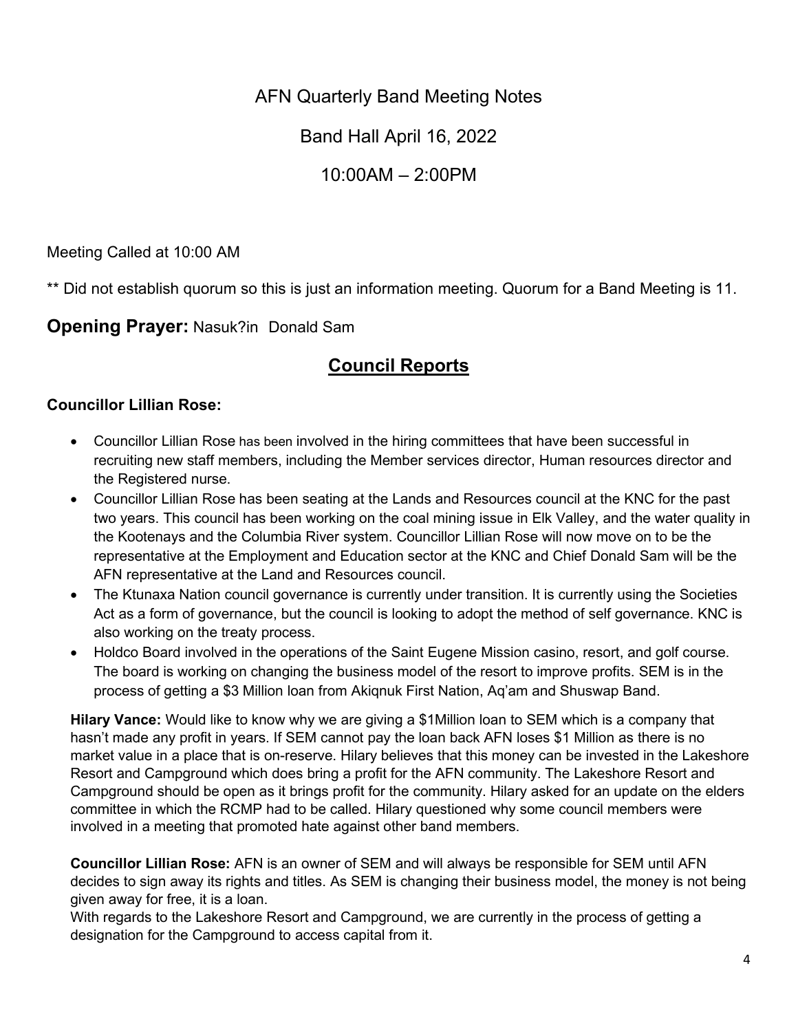AFN Quarterly Band Meeting Notes

Band Hall April 16, 2022

10:00AM – 2:00PM

Meeting Called at 10:00 AM

** Did not establish quorum so this is just an information meeting. Quorum for a Band Meeting is 11.

**Opening Prayer:** Nasuk?in Donald Sam

## Council Reports

**Councillor Lillian Rose:**

- Councillor Lillian Rose has been involved in the hiring committees that have been successful in recruiting new staff members, including the Member services director, Human resources director and the Registered nurse.
- Councillor Lillian Rose has been seating at the Lands and Resources council at the KNC for the past two years. This council has been working on the coal mining issue in Elk Valley, and the water quality in the Kootenays and the Columbia River system. Councillor Lillian Rose will now move on to be the representative at the Employment and Education sector at the KNC and Chief Donald Sam will be the AFN representative at the Land and Resources council.
- The Ktunaxa Nation council governance is currently under transition. It is currently using the Societies Act as a form of governance, but the council is looking to adopt the method of self governance. KNC is also working on the treaty process.
- Holdco Board involved in the operations of the Saint Eugene Mission casino, resort, and golf course. The board is working on changing the business model of the resort to improve profits. SEM is in the process of getting a $3 Million loan from Akiqnuk First Nation, Aq'am and Shuswap Band.

**Hilary Vance:** Would like to know why we are giving a $1Million loan to SEM which is a company that hasn't made any profit in years. If SEM cannot pay the loan back AFN loses $1 Million as there is no market value in a place that is on-reserve. Hilary believes that this money can be invested in the Lakeshore Resort and Campground which does bring a profit for the AFN community. The Lakeshore Resort and Campground should be open as it brings profit for the community. Hilary asked for an update on the elders committee in which the RCMP had to be called. Hilary questioned why some council members were involved in a meeting that promoted hate against other band members.

**Councillor Lillian Rose:** AFN is an owner of SEM and will always be responsible for SEM until AFN decides to sign away its rights and titles. As SEM is changing their business model, the money is not being given away for free, it is a loan.
With regards to the Lakeshore Resort and Campground, we are currently in the process of getting a designation for the Campground to access capital from it.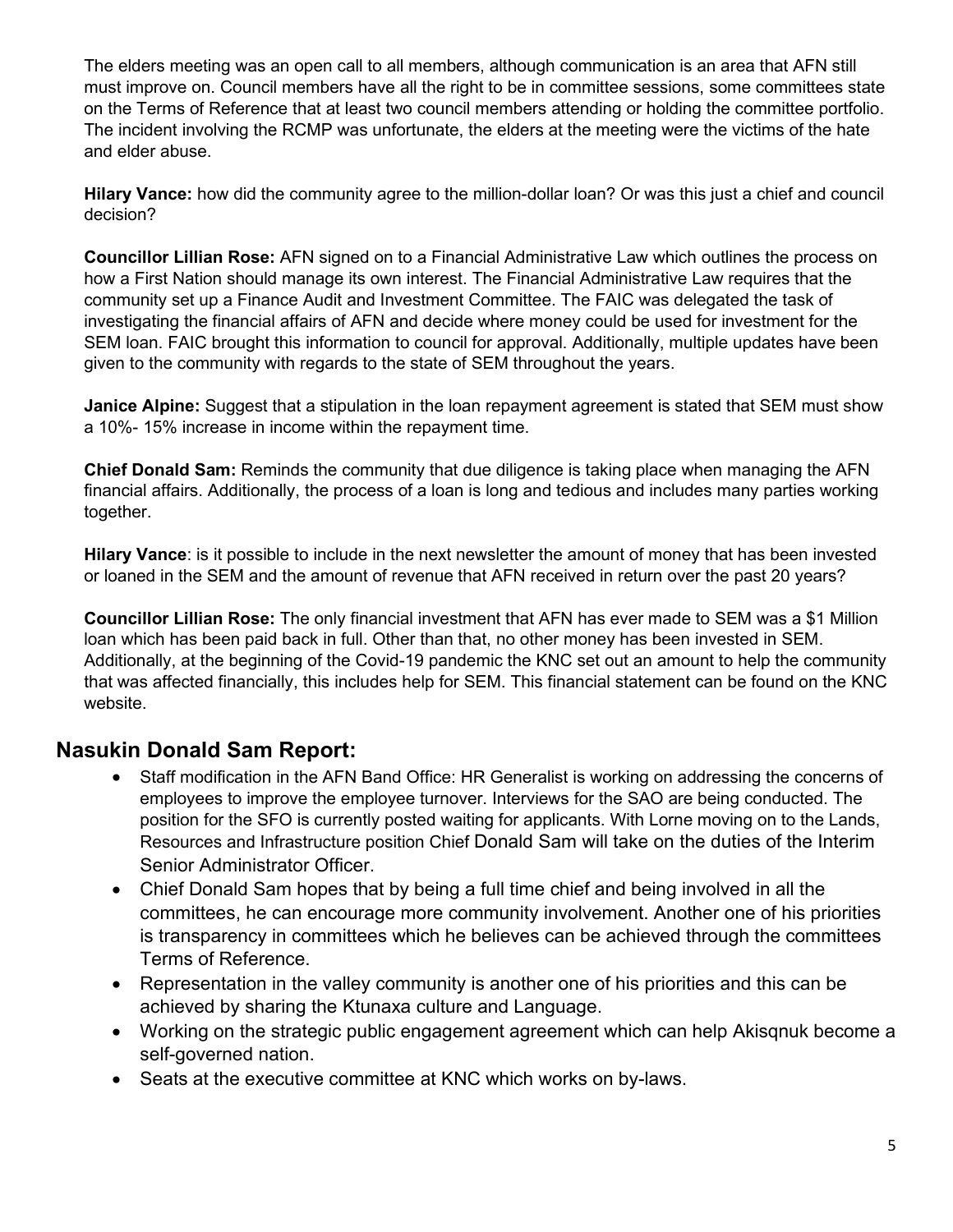The elders meeting was an open call to all members, although communication is an area that AFN still must improve on. Council members have all the right to be in committee sessions, some committees state on the Terms of Reference that at least two council members attending or holding the committee portfolio. The incident involving the RCMP was unfortunate, the elders at the meeting were the victims of the hate and elder abuse.

**Hilary Vance:** how did the community agree to the million-dollar loan? Or was this just a chief and council decision?

**Councillor Lillian Rose:** AFN signed on to a Financial Administrative Law which outlines the process on how a First Nation should manage its own interest. The Financial Administrative Law requires that the community set up a Finance Audit and Investment Committee. The FAIC was delegated the task of investigating the financial affairs of AFN and decide where money could be used for investment for the SEM loan. FAIC brought this information to council for approval. Additionally, multiple updates have been given to the community with regards to the state of SEM throughout the years.

**Janice Alpine:** Suggest that a stipulation in the loan repayment agreement is stated that SEM must show a 10%- 15% increase in income within the repayment time.

**Chief Donald Sam:** Reminds the community that due diligence is taking place when managing the AFN financial affairs. Additionally, the process of a loan is long and tedious and includes many parties working together.

**Hilary Vance**: is it possible to include in the next newsletter the amount of money that has been invested or loaned in the SEM and the amount of revenue that AFN received in return over the past 20 years?

**Councillor Lillian Rose:** The only financial investment that AFN has ever made to SEM was a $1 Million loan which has been paid back in full. Other than that, no other money has been invested in SEM. Additionally, at the beginning of the Covid-19 pandemic the KNC set out an amount to help the community that was affected financially, this includes help for SEM. This financial statement can be found on the KNC website.

## Nasukin Donald Sam Report:

- Staff modification in the AFN Band Office: HR Generalist is working on addressing the concerns of employees to improve the employee turnover. Interviews for the SAO are being conducted. The position for the SFO is currently posted waiting for applicants. With Lorne moving on to the Lands, Resources and Infrastructure position Chief Donald Sam will take on the duties of the Interim Senior Administrator Officer.
- Chief Donald Sam hopes that by being a full time chief and being involved in all the committees, he can encourage more community involvement. Another one of his priorities is transparency in committees which he believes can be achieved through the committees Terms of Reference.
- Representation in the valley community is another one of his priorities and this can be achieved by sharing the Ktunaxa culture and Language.
- Working on the strategic public engagement agreement which can help Akisqnuk become a self-governed nation.
- Seats at the executive committee at KNC which works on by-laws.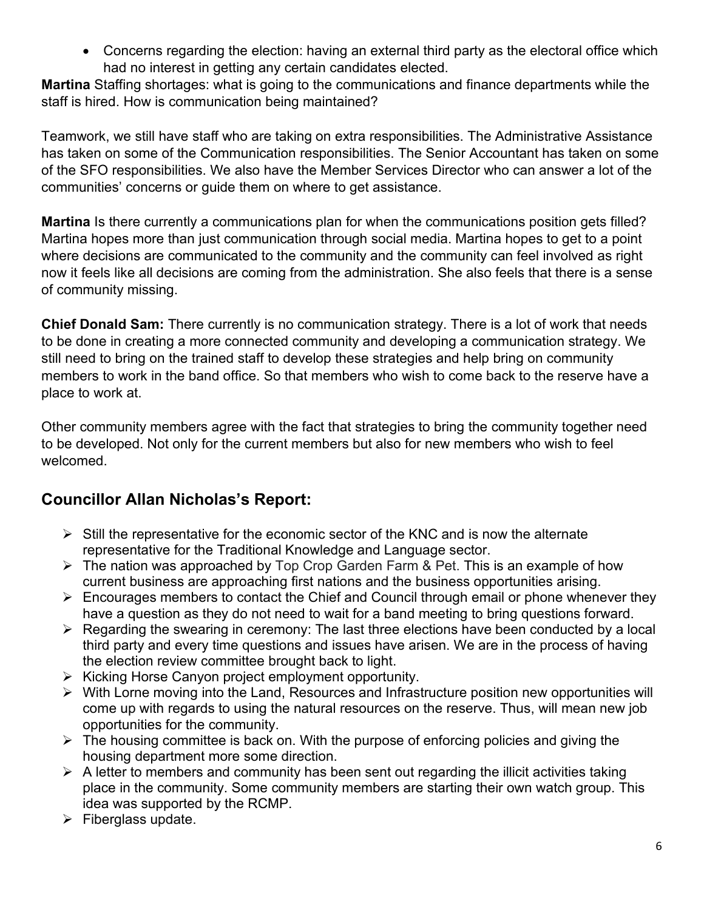- Concerns regarding the election: having an external third party as the electoral office which had no interest in getting any certain candidates elected.

**Martina** Staffing shortages: what is going to the communications and finance departments while the staff is hired. How is communication being maintained?

Teamwork, we still have staff who are taking on extra responsibilities. The Administrative Assistance has taken on some of the Communication responsibilities. The Senior Accountant has taken on some of the SFO responsibilities. We also have the Member Services Director who can answer a lot of the communities' concerns or guide them on where to get assistance.

**Martina** Is there currently a communications plan for when the communications position gets filled? Martina hopes more than just communication through social media. Martina hopes to get to a point where decisions are communicated to the community and the community can feel involved as right now it feels like all decisions are coming from the administration. She also feels that there is a sense of community missing.

**Chief Donald Sam:** There currently is no communication strategy. There is a lot of work that needs to be done in creating a more connected community and developing a communication strategy. We still need to bring on the trained staff to develop these strategies and help bring on community members to work in the band office. So that members who wish to come back to the reserve have a place to work at.

Other community members agree with the fact that strategies to bring the community together need to be developed. Not only for the current members but also for new members who wish to feel welcomed.

## Councillor Allan Nicholas's Report:

- Still the representative for the economic sector of the KNC and is now the alternate representative for the Traditional Knowledge and Language sector.
- The nation was approached by Top Crop Garden Farm & Pet. This is an example of how current business are approaching first nations and the business opportunities arising.
- Encourages members to contact the Chief and Council through email or phone whenever they have a question as they do not need to wait for a band meeting to bring questions forward.
- Regarding the swearing in ceremony: The last three elections have been conducted by a local third party and every time questions and issues have arisen. We are in the process of having the election review committee brought back to light.
- Kicking Horse Canyon project employment opportunity.
- With Lorne moving into the Land, Resources and Infrastructure position new opportunities will come up with regards to using the natural resources on the reserve. Thus, will mean new job opportunities for the community.
- The housing committee is back on. With the purpose of enforcing policies and giving the housing department more some direction.
- A letter to members and community has been sent out regarding the illicit activities taking place in the community. Some community members are starting their own watch group. This idea was supported by the RCMP.
- Fiberglass update.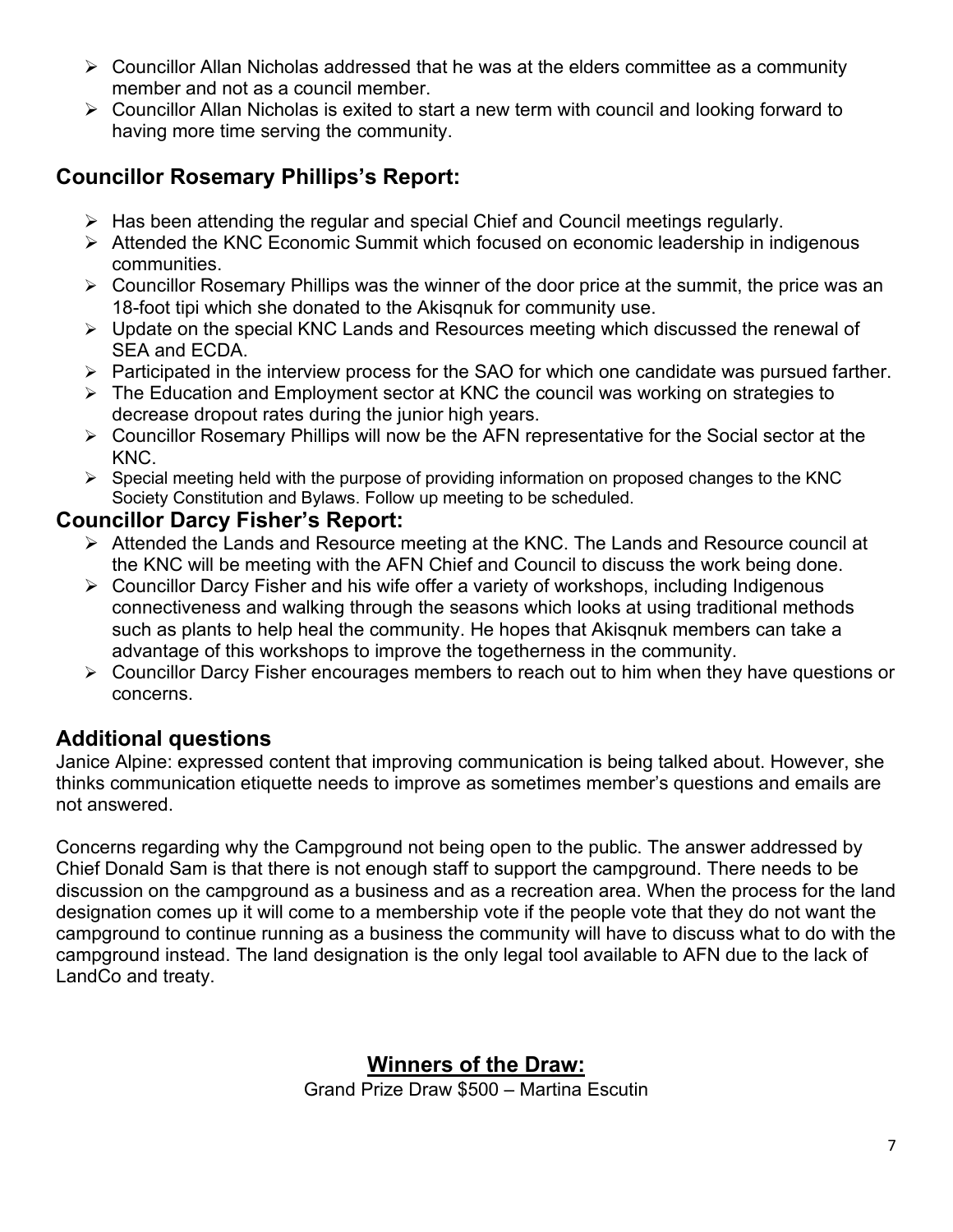- Councillor Allan Nicholas addressed that he was at the elders committee as a community member and not as a council member.
- Councillor Allan Nicholas is exited to start a new term with council and looking forward to having more time serving the community.

## Councillor Rosemary Phillips's Report:

- Has been attending the regular and special Chief and Council meetings regularly.
- Attended the KNC Economic Summit which focused on economic leadership in indigenous communities.
- Councillor Rosemary Phillips was the winner of the door price at the summit, the price was an 18-foot tipi which she donated to the Akisqnuk for community use.
- Update on the special KNC Lands and Resources meeting which discussed the renewal of SEA and ECDA.
- Participated in the interview process for the SAO for which one candidate was pursued farther.
- The Education and Employment sector at KNC the council was working on strategies to decrease dropout rates during the junior high years.
- Councillor Rosemary Phillips will now be the AFN representative for the Social sector at the KNC.
- Special meeting held with the purpose of providing information on proposed changes to the KNC Society Constitution and Bylaws. Follow up meeting to be scheduled.

## Councillor Darcy Fisher's Report:

- Attended the Lands and Resource meeting at the KNC. The Lands and Resource council at the KNC will be meeting with the AFN Chief and Council to discuss the work being done.
- Councillor Darcy Fisher and his wife offer a variety of workshops, including Indigenous connectiveness and walking through the seasons which looks at using traditional methods such as plants to help heal the community. He hopes that Akisqnuk members can take a advantage of this workshops to improve the togetherness in the community.
- Councillor Darcy Fisher encourages members to reach out to him when they have questions or concerns.

## Additional questions

Janice Alpine: expressed content that improving communication is being talked about. However, she thinks communication etiquette needs to improve as sometimes member's questions and emails are not answered.

Concerns regarding why the Campground not being open to the public. The answer addressed by Chief Donald Sam is that there is not enough staff to support the campground. There needs to be discussion on the campground as a business and as a recreation area. When the process for the land designation comes up it will come to a membership vote if the people vote that they do not want the campground to continue running as a business the community will have to discuss what to do with the campground instead. The land designation is the only legal tool available to AFN due to the lack of LandCo and treaty.

## Winners of the Draw:

Grand Prize Draw $500 – Martina Escutin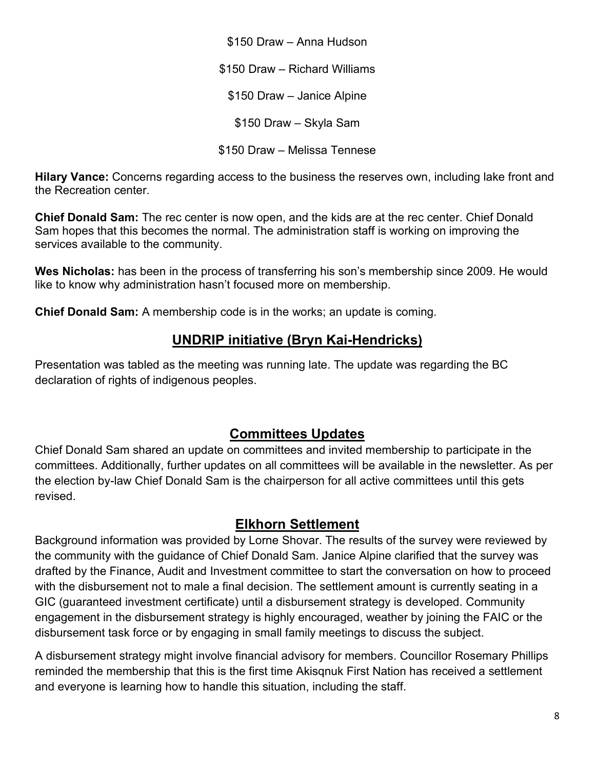$150 Draw – Anna Hudson

$150 Draw – Richard Williams

$150 Draw – Janice Alpine

$150 Draw – Skyla Sam

$150 Draw – Melissa Tennese

**Hilary Vance:** Concerns regarding access to the business the reserves own, including lake front and the Recreation center.

**Chief Donald Sam:** The rec center is now open, and the kids are at the rec center. Chief Donald Sam hopes that this becomes the normal. The administration staff is working on improving the services available to the community.

**Wes Nicholas:** has been in the process of transferring his son's membership since 2009. He would like to know why administration hasn't focused more on membership.

**Chief Donald Sam:** A membership code is in the works; an update is coming.

## UNDRIP initiative (Bryn Kai-Hendricks)

Presentation was tabled as the meeting was running late. The update was regarding the BC declaration of rights of indigenous peoples.

## Committees Updates

Chief Donald Sam shared an update on committees and invited membership to participate in the committees. Additionally, further updates on all committees will be available in the newsletter. As per the election by-law Chief Donald Sam is the chairperson for all active committees until this gets revised.

## Elkhorn Settlement

Background information was provided by Lorne Shovar. The results of the survey were reviewed by the community with the guidance of Chief Donald Sam. Janice Alpine clarified that the survey was drafted by the Finance, Audit and Investment committee to start the conversation on how to proceed with the disbursement not to male a final decision. The settlement amount is currently seating in a GIC (guaranteed investment certificate) until a disbursement strategy is developed. Community engagement in the disbursement strategy is highly encouraged, weather by joining the FAIC or the disbursement task force or by engaging in small family meetings to discuss the subject.

A disbursement strategy might involve financial advisory for members. Councillor Rosemary Phillips reminded the membership that this is the first time Akisqnuk First Nation has received a settlement and everyone is learning how to handle this situation, including the staff.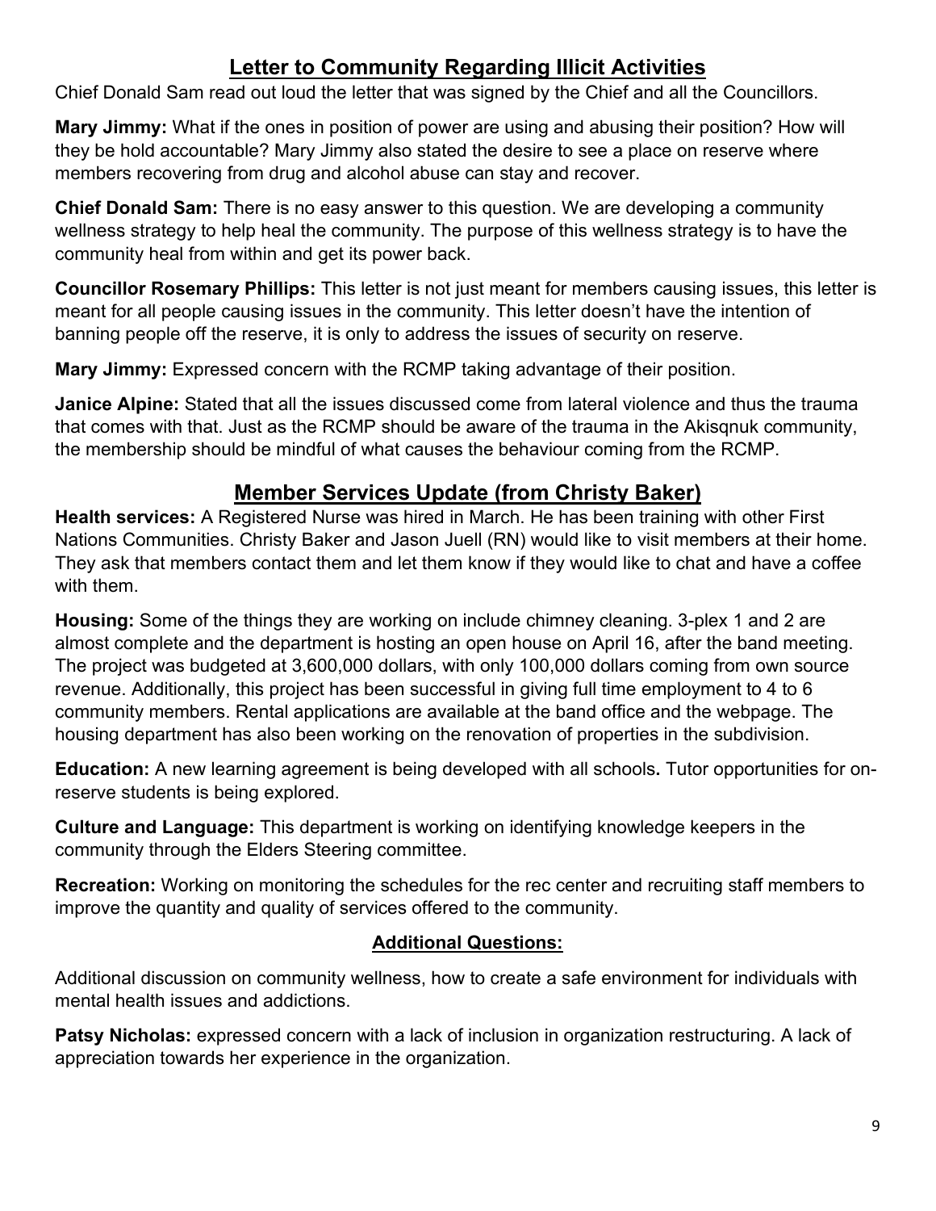## Letter to Community Regarding Illicit Activities

Chief Donald Sam read out loud the letter that was signed by the Chief and all the Councillors.

**Mary Jimmy:** What if the ones in position of power are using and abusing their position? How will they be hold accountable? Mary Jimmy also stated the desire to see a place on reserve where members recovering from drug and alcohol abuse can stay and recover.

**Chief Donald Sam:** There is no easy answer to this question. We are developing a community wellness strategy to help heal the community. The purpose of this wellness strategy is to have the community heal from within and get its power back.

**Councillor Rosemary Phillips:** This letter is not just meant for members causing issues, this letter is meant for all people causing issues in the community. This letter doesn't have the intention of banning people off the reserve, it is only to address the issues of security on reserve.

**Mary Jimmy:** Expressed concern with the RCMP taking advantage of their position.

**Janice Alpine:** Stated that all the issues discussed come from lateral violence and thus the trauma that comes with that. Just as the RCMP should be aware of the trauma in the Akisqnuk community, the membership should be mindful of what causes the behaviour coming from the RCMP.

## Member Services Update (from Christy Baker)

**Health services:** A Registered Nurse was hired in March. He has been training with other First Nations Communities. Christy Baker and Jason Juell (RN) would like to visit members at their home. They ask that members contact them and let them know if they would like to chat and have a coffee with them.

**Housing:** Some of the things they are working on include chimney cleaning. 3-plex 1 and 2 are almost complete and the department is hosting an open house on April 16, after the band meeting. The project was budgeted at 3,600,000 dollars, with only 100,000 dollars coming from own source revenue. Additionally, this project has been successful in giving full time employment to 4 to 6 community members. Rental applications are available at the band office and the webpage. The housing department has also been working on the renovation of properties in the subdivision.

**Education:** A new learning agreement is being developed with all schools**.** Tutor opportunities for on-reserve students is being explored.

**Culture and Language:** This department is working on identifying knowledge keepers in the community through the Elders Steering committee.

**Recreation:** Working on monitoring the schedules for the rec center and recruiting staff members to improve the quantity and quality of services offered to the community.

### Additional Questions:

Additional discussion on community wellness, how to create a safe environment for individuals with mental health issues and addictions.

**Patsy Nicholas:** expressed concern with a lack of inclusion in organization restructuring. A lack of appreciation towards her experience in the organization.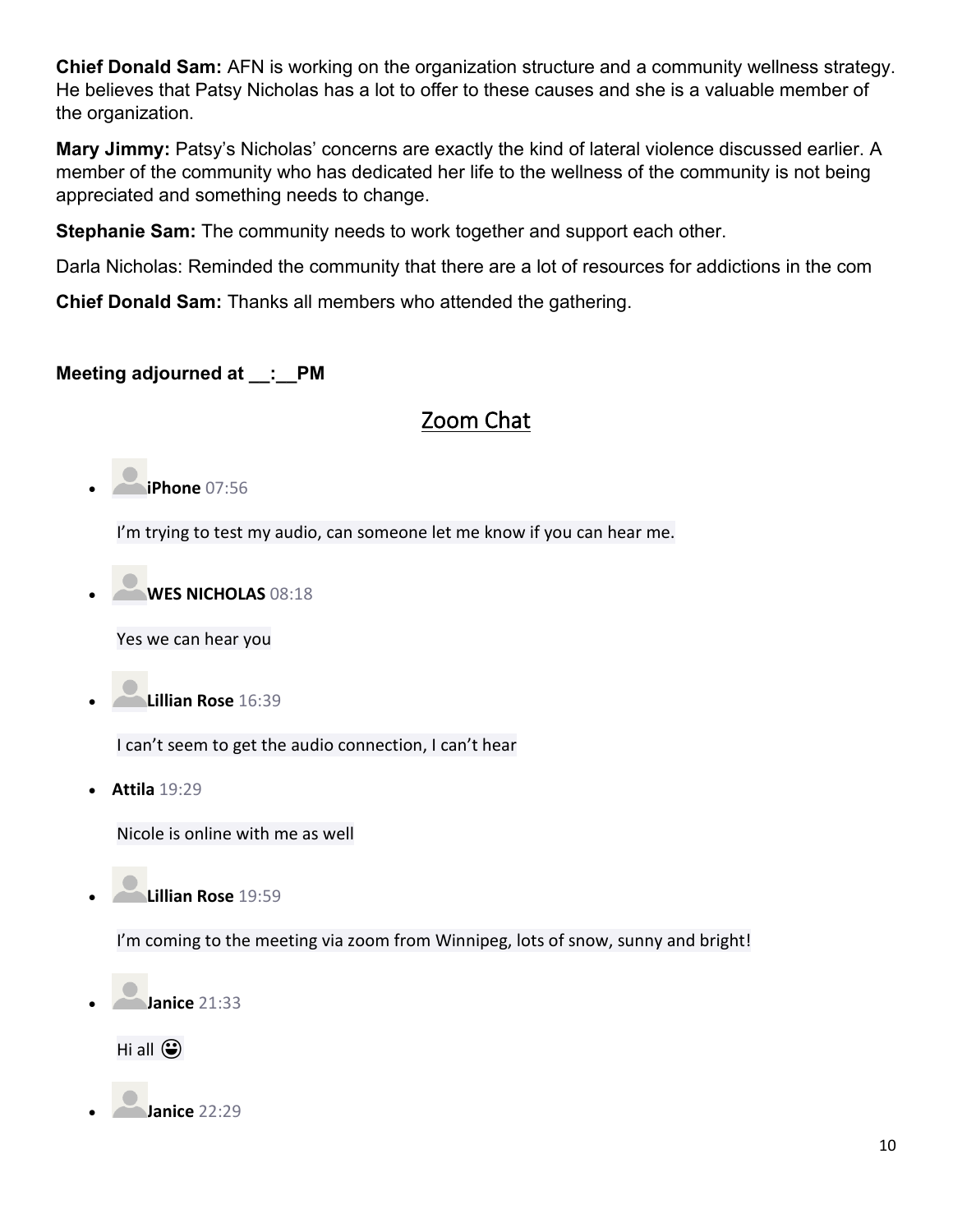**Chief Donald Sam:** AFN is working on the organization structure and a community wellness strategy. He believes that Patsy Nicholas has a lot to offer to these causes and she is a valuable member of the organization.

**Mary Jimmy:** Patsy's Nicholas' concerns are exactly the kind of lateral violence discussed earlier. A member of the community who has dedicated her life to the wellness of the community is not being appreciated and something needs to change.

**Stephanie Sam:** The community needs to work together and support each other.

Darla Nicholas: Reminded the community that there are a lot of resources for addictions in the com

**Chief Donald Sam:** Thanks all members who attended the gathering.

**Meeting adjourned at __:__PM**

## Zoom Chat

- **iPhone** 07:56

  I'm trying to test my audio, can someone let me know if you can hear me.

- **WES NICHOLAS** 08:18

  Yes we can hear you

- **Lillian Rose** 16:39

  I can't seem to get the audio connection, I can't hear

- **Attila** 19:29

  Nicole is online with me as well

- **Lillian Rose** 19:59

  I'm coming to the meeting via zoom from Winnipeg, lots of snow, sunny and bright!

- **Janice** 21:33

  Hi all 😀

- **Janice** 22:29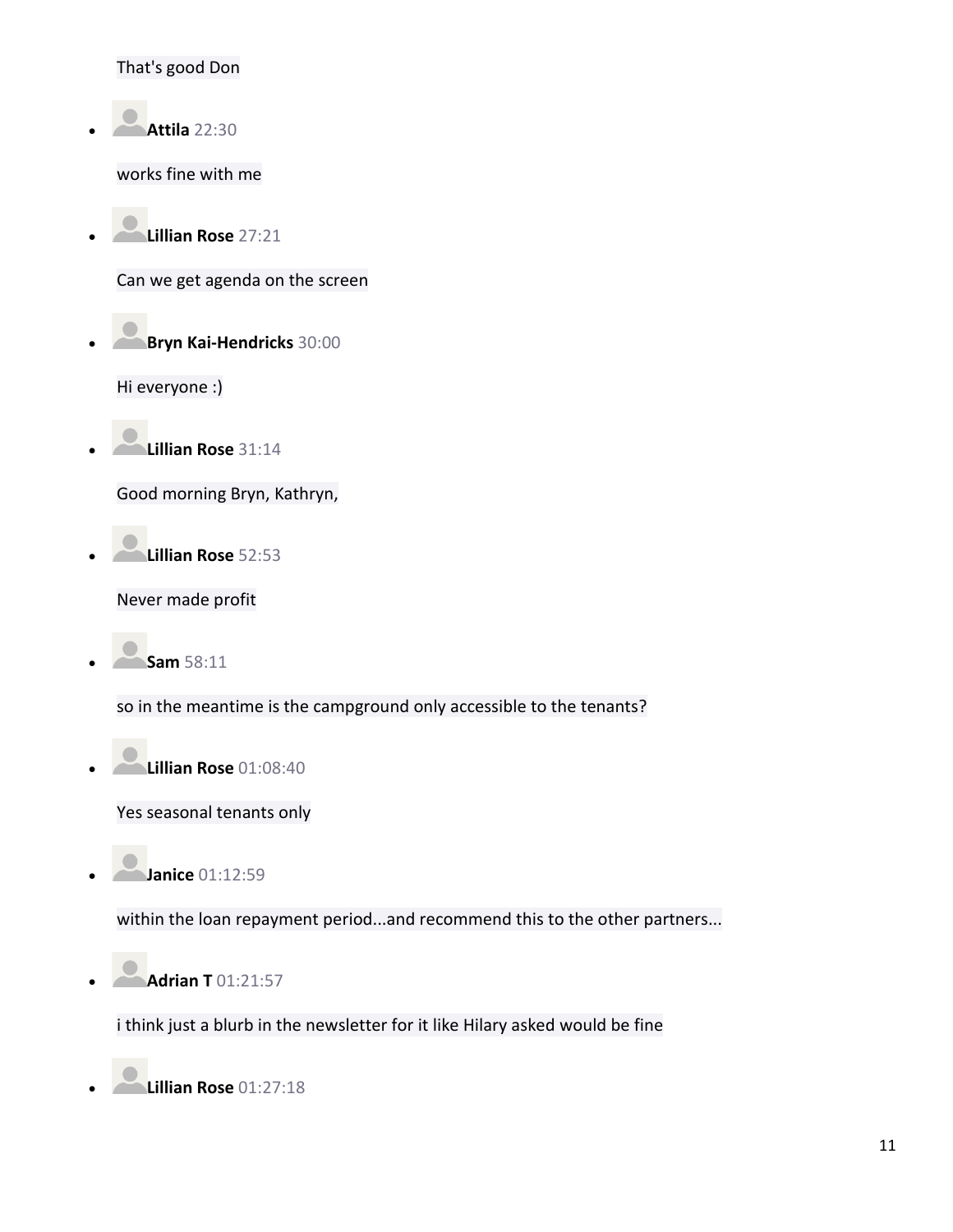That's good Don

- **Attila** 22:30

  works fine with me

- **Lillian Rose** 27:21

  Can we get agenda on the screen

- **Bryn Kai-Hendricks** 30:00

  Hi everyone :)

- **Lillian Rose** 31:14

  Good morning Bryn, Kathryn,

- **Lillian Rose** 52:53

  Never made profit

- **Sam** 58:11

  so in the meantime is the campground only accessible to the tenants?

- **Lillian Rose** 01:08:40

  Yes seasonal tenants only

- **Janice** 01:12:59

  within the loan repayment period...and recommend this to the other partners...

- **Adrian T** 01:21:57

  i think just a blurb in the newsletter for it like Hilary asked would be fine

- **Lillian Rose** 01:27:18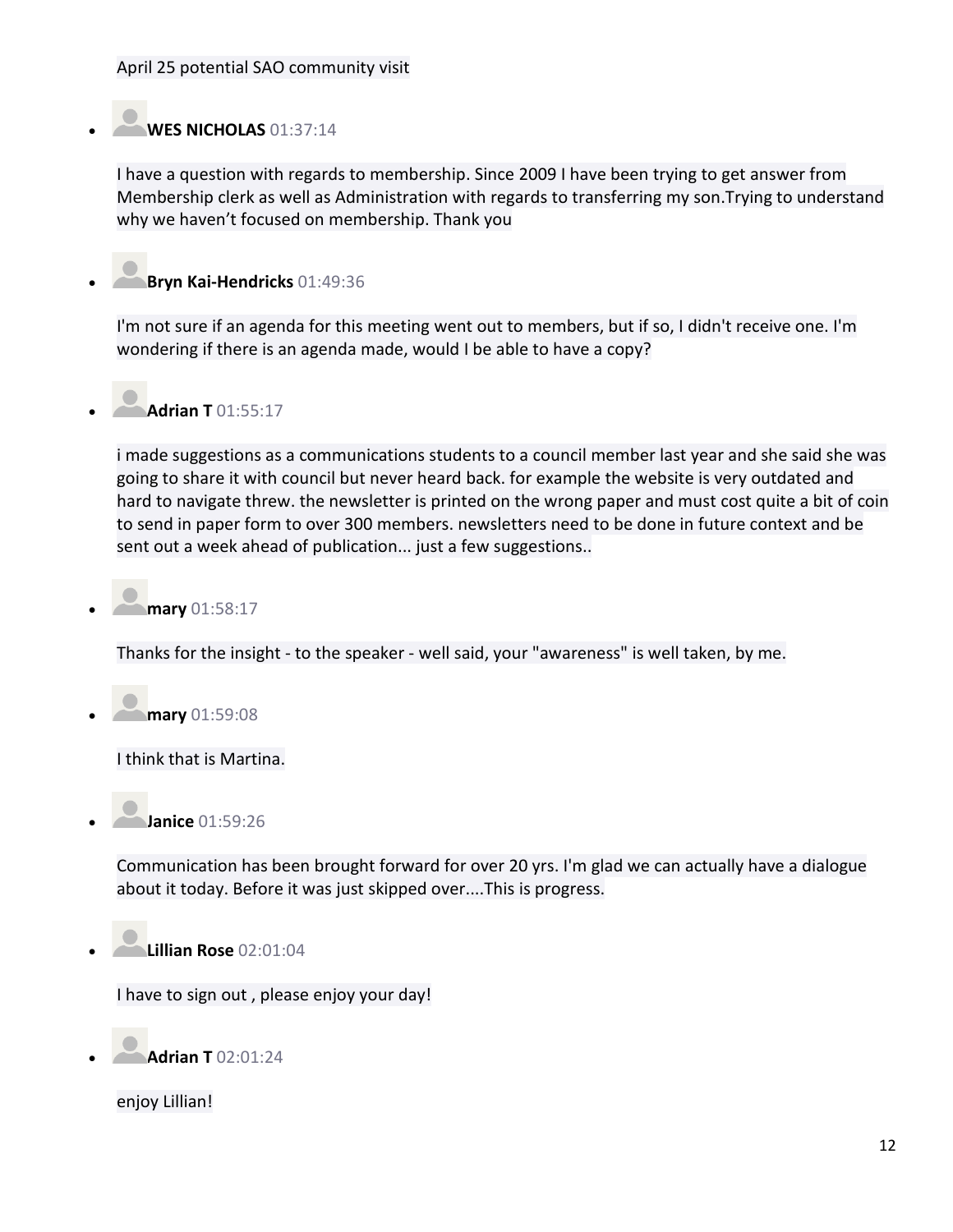April 25 potential SAO community visit

- **WES NICHOLAS** 01:37:14

  I have a question with regards to membership. Since 2009 I have been trying to get answer from Membership clerk as well as Administration with regards to transferring my son.Trying to understand why we haven't focused on membership. Thank you

- **Bryn Kai-Hendricks** 01:49:36

  I'm not sure if an agenda for this meeting went out to members, but if so, I didn't receive one. I'm wondering if there is an agenda made, would I be able to have a copy?

- **Adrian T** 01:55:17

  i made suggestions as a communications students to a council member last year and she said she was going to share it with council but never heard back. for example the website is very outdated and hard to navigate threw. the newsletter is printed on the wrong paper and must cost quite a bit of coin to send in paper form to over 300 members. newsletters need to be done in future context and be sent out a week ahead of publication... just a few suggestions..

- **mary** 01:58:17

  Thanks for the insight - to the speaker - well said, your "awareness" is well taken, by me.

- **mary** 01:59:08

  I think that is Martina.

- **Janice** 01:59:26

  Communication has been brought forward for over 20 yrs. I'm glad we can actually have a dialogue about it today. Before it was just skipped over....This is progress.

- **Lillian Rose** 02:01:04

  I have to sign out , please enjoy your day!

- **Adrian T** 02:01:24

  enjoy Lillian!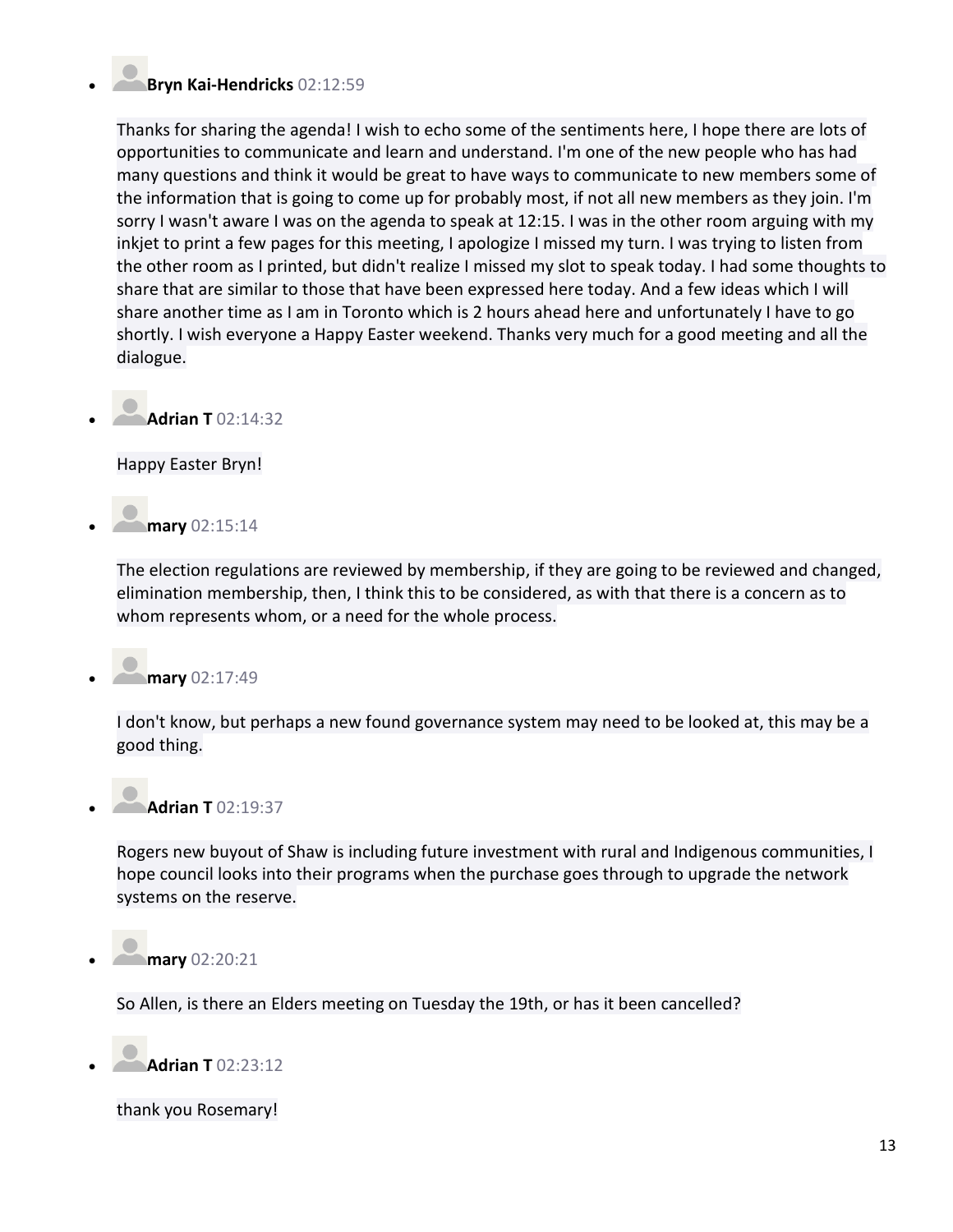- **Bryn Kai-Hendricks** 02:12:59

  Thanks for sharing the agenda! I wish to echo some of the sentiments here, I hope there are lots of opportunities to communicate and learn and understand. I'm one of the new people who has had many questions and think it would be great to have ways to communicate to new members some of the information that is going to come up for probably most, if not all new members as they join. I'm sorry I wasn't aware I was on the agenda to speak at 12:15. I was in the other room arguing with my inkjet to print a few pages for this meeting, I apologize I missed my turn. I was trying to listen from the other room as I printed, but didn't realize I missed my slot to speak today. I had some thoughts to share that are similar to those that have been expressed here today. And a few ideas which I will share another time as I am in Toronto which is 2 hours ahead here and unfortunately I have to go shortly. I wish everyone a Happy Easter weekend. Thanks very much for a good meeting and all the dialogue.

- **Adrian T** 02:14:32

  Happy Easter Bryn!

- **mary** 02:15:14

  The election regulations are reviewed by membership, if they are going to be reviewed and changed, elimination membership, then, I think this to be considered, as with that there is a concern as to whom represents whom, or a need for the whole process.

- **mary** 02:17:49

  I don't know, but perhaps a new found governance system may need to be looked at, this may be a good thing.

- **Adrian T** 02:19:37

  Rogers new buyout of Shaw is including future investment with rural and Indigenous communities, I hope council looks into their programs when the purchase goes through to upgrade the network systems on the reserve.

- **mary** 02:20:21

  So Allen, is there an Elders meeting on Tuesday the 19th, or has it been cancelled?

- **Adrian T** 02:23:12

  thank you Rosemary!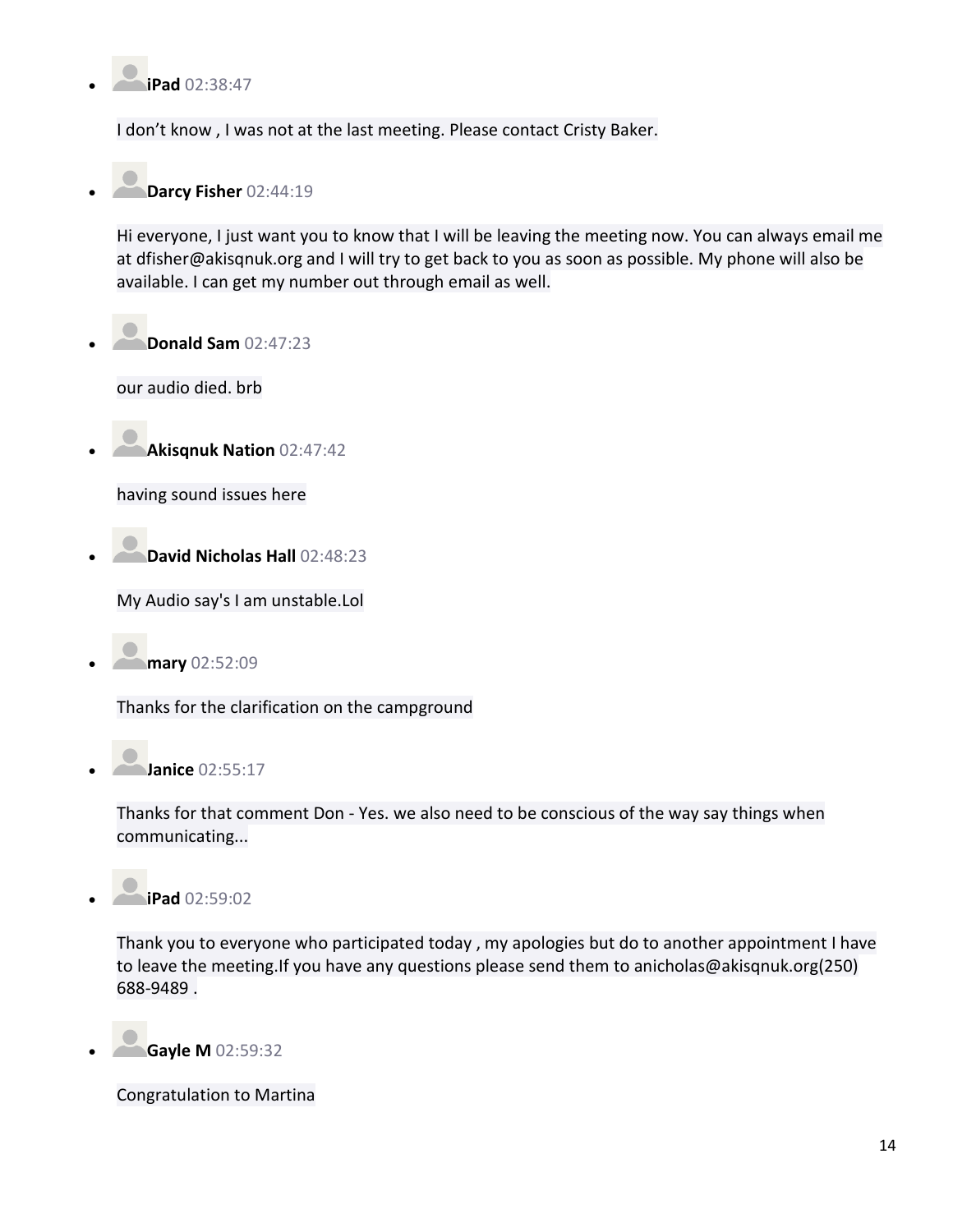- **iPad** 02:38:47

  I don't know , I was not at the last meeting. Please contact Cristy Baker.

- **Darcy Fisher** 02:44:19

  Hi everyone, I just want you to know that I will be leaving the meeting now. You can always email me at dfisher@akisqnuk.org and I will try to get back to you as soon as possible. My phone will also be available. I can get my number out through email as well.

- **Donald Sam** 02:47:23

  our audio died. brb

- **Akisqnuk Nation** 02:47:42

  having sound issues here

- **David Nicholas Hall** 02:48:23

  My Audio say's I am unstable.Lol

- **mary** 02:52:09

  Thanks for the clarification on the campground

- **Janice** 02:55:17

  Thanks for that comment Don - Yes. we also need to be conscious of the way say things when communicating...

- **iPad** 02:59:02

  Thank you to everyone who participated today , my apologies but do to another appointment I have to leave the meeting.If you have any questions please send them to anicholas@akisqnuk.org(250) 688-9489 .

- **Gayle M** 02:59:32

  Congratulation to Martina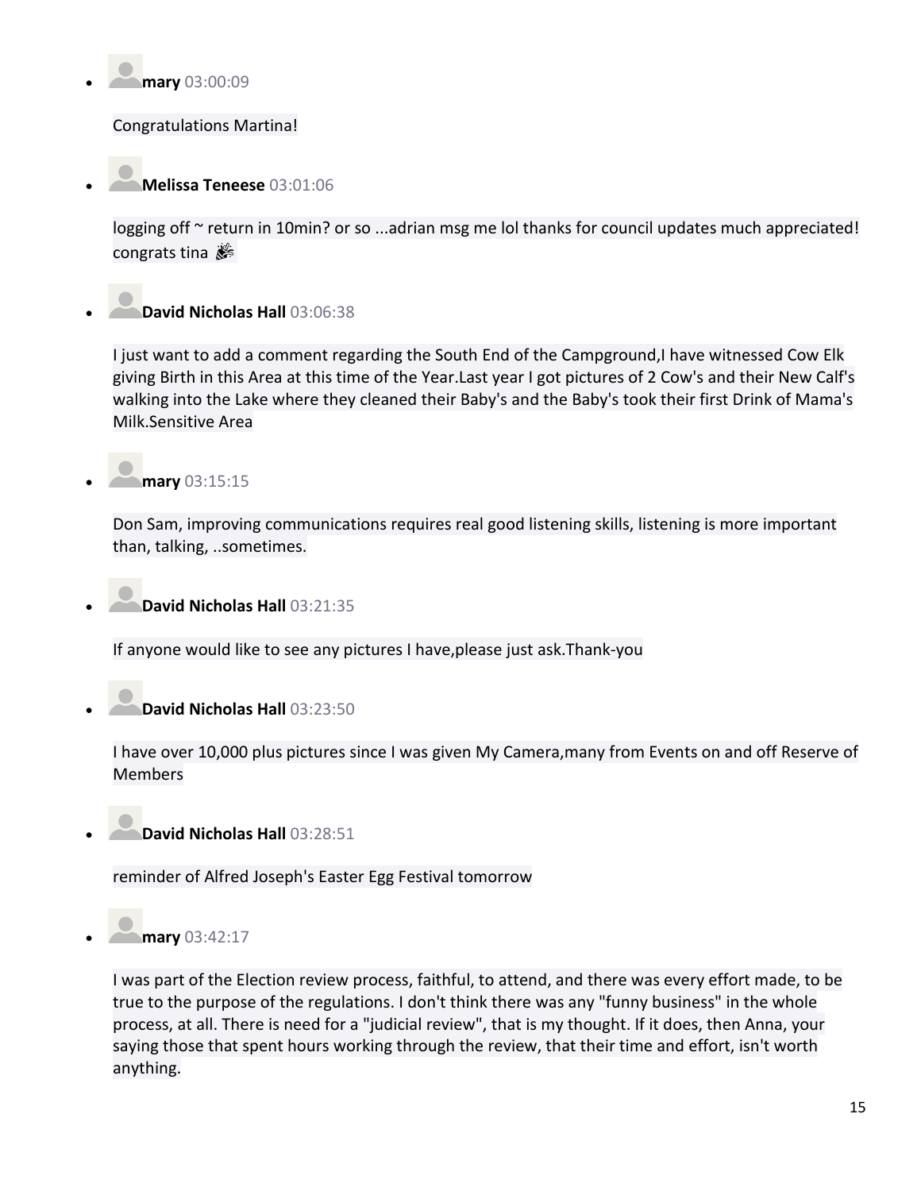- **mary** 03:00:09

  Congratulations Martina!

- **Melissa Teneese** 03:01:06

  logging off ~ return in 10min? or so ...adrian msg me lol thanks for council updates much appreciated! congrats tina 🎉

- **David Nicholas Hall** 03:06:38

  I just want to add a comment regarding the South End of the Campground,I have witnessed Cow Elk giving Birth in this Area at this time of the Year.Last year I got pictures of 2 Cow's and their New Calf's walking into the Lake where they cleaned their Baby's and the Baby's took their first Drink of Mama's Milk.Sensitive Area

- **mary** 03:15:15

  Don Sam, improving communications requires real good listening skills, listening is more important than, talking, ..sometimes.

- **David Nicholas Hall** 03:21:35

  If anyone would like to see any pictures I have,please just ask.Thank-you

- **David Nicholas Hall** 03:23:50

  I have over 10,000 plus pictures since I was given My Camera,many from Events on and off Reserve of Members

- **David Nicholas Hall** 03:28:51

  reminder of Alfred Joseph's Easter Egg Festival tomorrow

- **mary** 03:42:17

  I was part of the Election review process, faithful, to attend, and there was every effort made, to be true to the purpose of the regulations. I don't think there was any "funny business" in the whole process, at all. There is need for a "judicial review", that is my thought. If it does, then Anna, your saying those that spent hours working through the review, that their time and effort, isn't worth anything.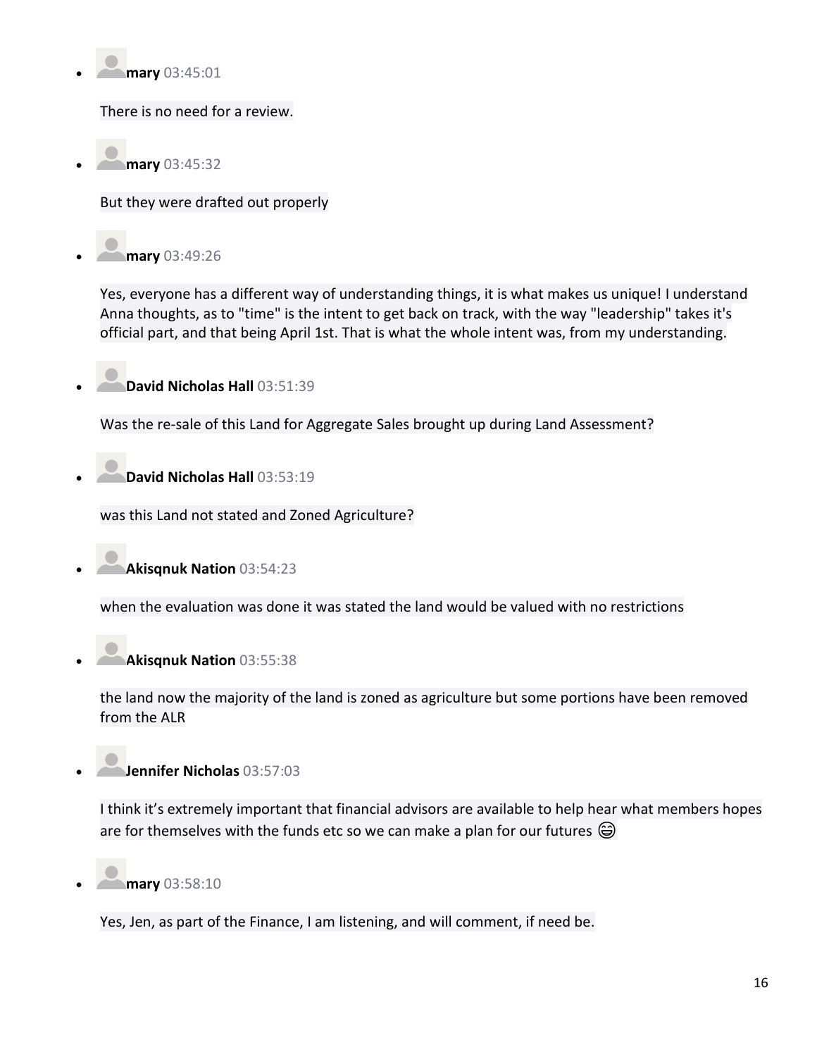- **mary** 03:45:01

  There is no need for a review.

- **mary** 03:45:32

  But they were drafted out properly

- **mary** 03:49:26

  Yes, everyone has a different way of understanding things, it is what makes us unique! I understand Anna thoughts, as to "time" is the intent to get back on track, with the way "leadership" takes it's official part, and that being April 1st. That is what the whole intent was, from my understanding.

- **David Nicholas Hall** 03:51:39

  Was the re-sale of this Land for Aggregate Sales brought up during Land Assessment?

- **David Nicholas Hall** 03:53:19

  was this Land not stated and Zoned Agriculture?

- **Akisqnuk Nation** 03:54:23

  when the evaluation was done it was stated the land would be valued with no restrictions

- **Akisqnuk Nation** 03:55:38

  the land now the majority of the land is zoned as agriculture but some portions have been removed from the ALR

- **Jennifer Nicholas** 03:57:03

  I think it's extremely important that financial advisors are available to help hear what members hopes are for themselves with the funds etc so we can make a plan for our futures 😄

- **mary** 03:58:10

  Yes, Jen, as part of the Finance, I am listening, and will comment, if need be.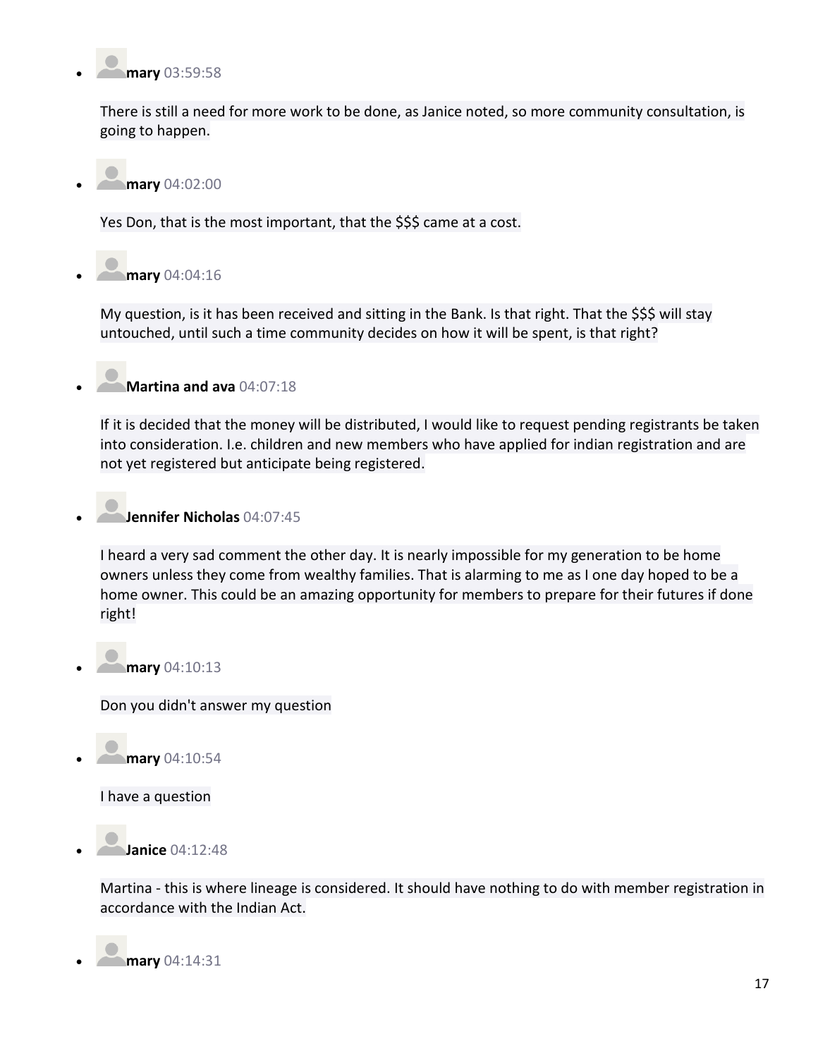- **mary** 03:59:58

  There is still a need for more work to be done, as Janice noted, so more community consultation, is going to happen.

- **mary** 04:02:00

  Yes Don, that is the most important, that the $$$ came at a cost.

- **mary** 04:04:16

  My question, is it has been received and sitting in the Bank. Is that right. That the $$$ will stay untouched, until such a time community decides on how it will be spent, is that right?

- **Martina and ava** 04:07:18

  If it is decided that the money will be distributed, I would like to request pending registrants be taken into consideration. I.e. children and new members who have applied for indian registration and are not yet registered but anticipate being registered.

- **Jennifer Nicholas** 04:07:45

  I heard a very sad comment the other day. It is nearly impossible for my generation to be home owners unless they come from wealthy families. That is alarming to me as I one day hoped to be a home owner. This could be an amazing opportunity for members to prepare for their futures if done right!

- **mary** 04:10:13

  Don you didn't answer my question

- **mary** 04:10:54

  I have a question

- **Janice** 04:12:48

  Martina - this is where lineage is considered. It should have nothing to do with member registration in accordance with the Indian Act.

- **mary** 04:14:31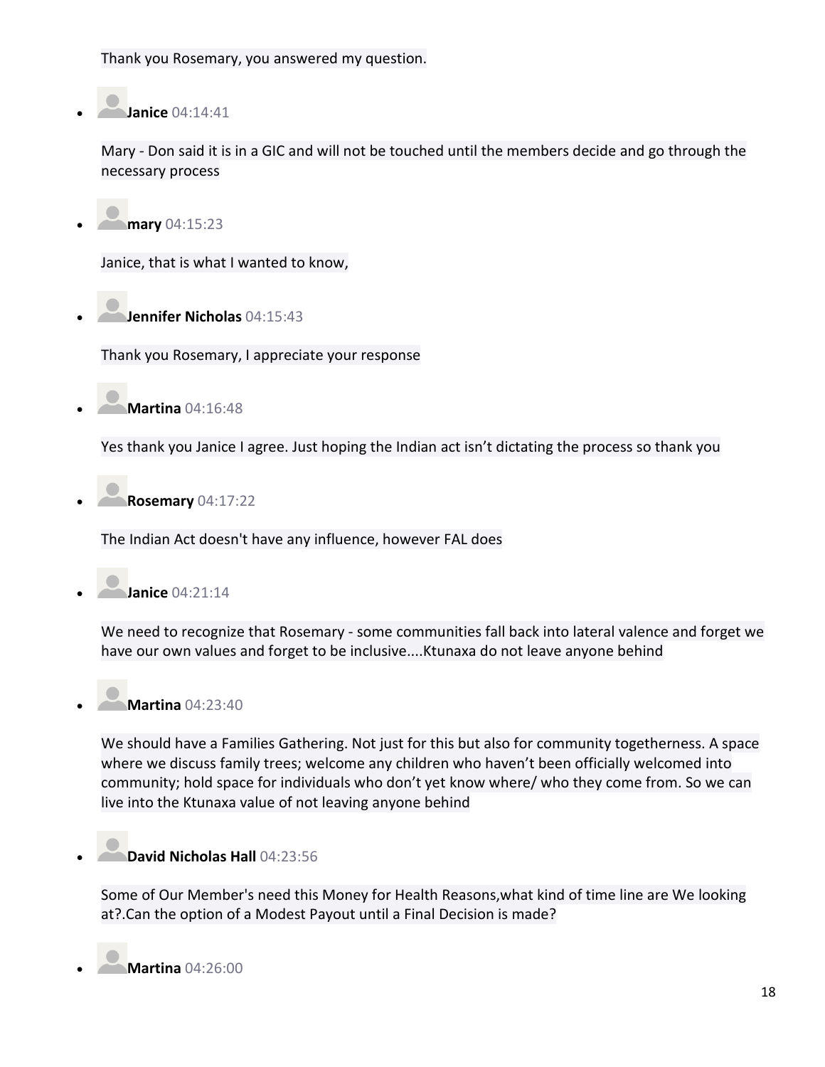Thank you Rosemary, you answered my question.

- **Janice** 04:14:41

  Mary - Don said it is in a GIC and will not be touched until the members decide and go through the necessary process

- **mary** 04:15:23

  Janice, that is what I wanted to know,

- **Jennifer Nicholas** 04:15:43

  Thank you Rosemary, I appreciate your response

- **Martina** 04:16:48

  Yes thank you Janice I agree. Just hoping the Indian act isn't dictating the process so thank you

- **Rosemary** 04:17:22

  The Indian Act doesn't have any influence, however FAL does

- **Janice** 04:21:14

  We need to recognize that Rosemary - some communities fall back into lateral valence and forget we have our own values and forget to be inclusive....Ktunaxa do not leave anyone behind

- **Martina** 04:23:40

  We should have a Families Gathering. Not just for this but also for community togetherness. A space where we discuss family trees; welcome any children who haven't been officially welcomed into community; hold space for individuals who don't yet know where/ who they come from. So we can live into the Ktunaxa value of not leaving anyone behind

- **David Nicholas Hall** 04:23:56

  Some of Our Member's need this Money for Health Reasons,what kind of time line are We looking at?.Can the option of a Modest Payout until a Final Decision is made?

- **Martina** 04:26:00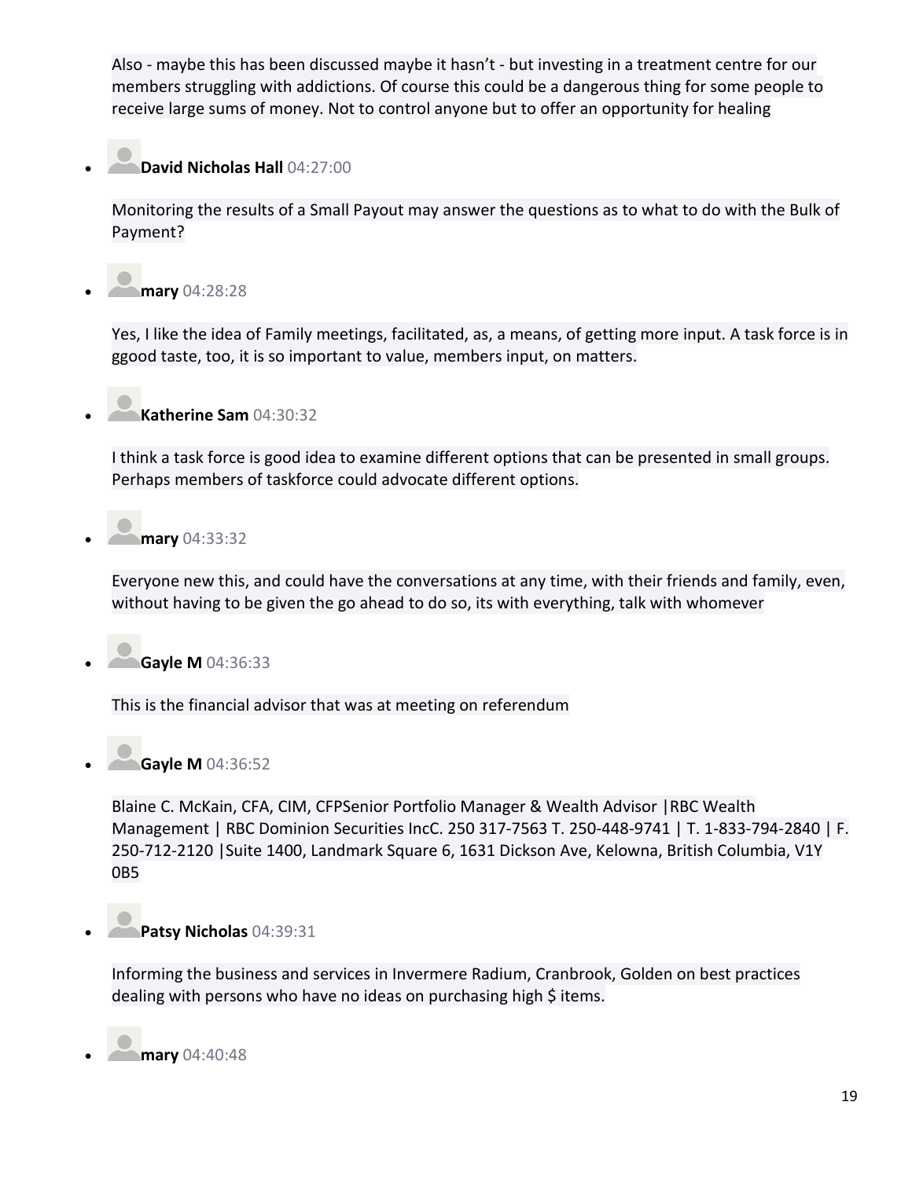Also - maybe this has been discussed maybe it hasn't - but investing in a treatment centre for our members struggling with addictions. Of course this could be a dangerous thing for some people to receive large sums of money. Not to control anyone but to offer an opportunity for healing

- **David Nicholas Hall** 04:27:00

  Monitoring the results of a Small Payout may answer the questions as to what to do with the Bulk of Payment?

- **mary** 04:28:28

  Yes, I like the idea of Family meetings, facilitated, as, a means, of getting more input. A task force is in ggood taste, too, it is so important to value, members input, on matters.

- **Katherine Sam** 04:30:32

  I think a task force is good idea to examine different options that can be presented in small groups. Perhaps members of taskforce could advocate different options.

- **mary** 04:33:32

  Everyone new this, and could have the conversations at any time, with their friends and family, even, without having to be given the go ahead to do so, its with everything, talk with whomever

- **Gayle M** 04:36:33

  This is the financial advisor that was at meeting on referendum

- **Gayle M** 04:36:52

  Blaine C. McKain, CFA, CIM, CFPSenior Portfolio Manager & Wealth Advisor |RBC Wealth Management | RBC Dominion Securities IncC. 250 317-7563 T. 250-448-9741 | T. 1-833-794-2840 | F. 250-712-2120 |Suite 1400, Landmark Square 6, 1631 Dickson Ave, Kelowna, British Columbia, V1Y 0B5

- **Patsy Nicholas** 04:39:31

  Informing the business and services in Invermere Radium, Cranbrook, Golden on best practices dealing with persons who have no ideas on purchasing high $ items.

- **mary** 04:40:48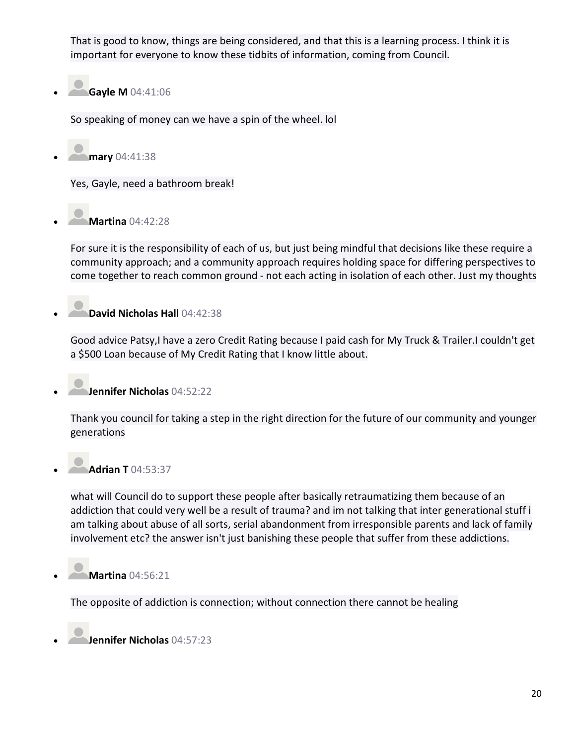That is good to know, things are being considered, and that this is a learning process. I think it is important for everyone to know these tidbits of information, coming from Council.

- **Gayle M** 04:41:06

  So speaking of money can we have a spin of the wheel. lol

- **mary** 04:41:38

  Yes, Gayle, need a bathroom break!

- **Martina** 04:42:28

  For sure it is the responsibility of each of us, but just being mindful that decisions like these require a community approach; and a community approach requires holding space for differing perspectives to come together to reach common ground - not each acting in isolation of each other. Just my thoughts

- **David Nicholas Hall** 04:42:38

  Good advice Patsy,I have a zero Credit Rating because I paid cash for My Truck & Trailer.I couldn't get a $500 Loan because of My Credit Rating that I know little about.

- **Jennifer Nicholas** 04:52:22

  Thank you council for taking a step in the right direction for the future of our community and younger generations

- **Adrian T** 04:53:37

  what will Council do to support these people after basically retraumatizing them because of an addiction that could very well be a result of trauma? and im not talking that inter generational stuff i am talking about abuse of all sorts, serial abandonment from irresponsible parents and lack of family involvement etc? the answer isn't just banishing these people that suffer from these addictions.

- **Martina** 04:56:21

  The opposite of addiction is connection; without connection there cannot be healing

- **Jennifer Nicholas** 04:57:23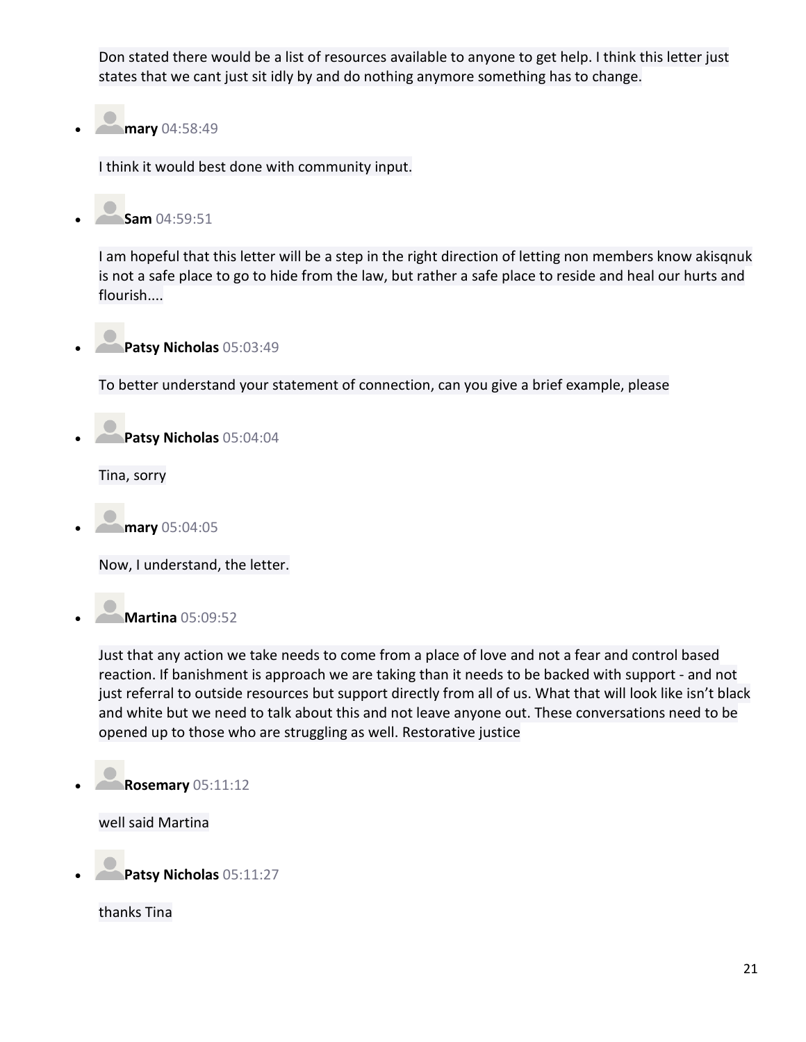Don stated there would be a list of resources available to anyone to get help. I think this letter just states that we cant just sit idly by and do nothing anymore something has to change.

- **mary** 04:58:49

  I think it would best done with community input.

- **Sam** 04:59:51

  I am hopeful that this letter will be a step in the right direction of letting non members know akisqnuk is not a safe place to go to hide from the law, but rather a safe place to reside and heal our hurts and flourish....

- **Patsy Nicholas** 05:03:49

  To better understand your statement of connection, can you give a brief example, please

- **Patsy Nicholas** 05:04:04

  Tina, sorry

- **mary** 05:04:05

  Now, I understand, the letter.

- **Martina** 05:09:52

  Just that any action we take needs to come from a place of love and not a fear and control based reaction. If banishment is approach we are taking than it needs to be backed with support - and not just referral to outside resources but support directly from all of us. What that will look like isn't black and white but we need to talk about this and not leave anyone out. These conversations need to be opened up to those who are struggling as well. Restorative justice

- **Rosemary** 05:11:12

  well said Martina

- **Patsy Nicholas** 05:11:27

  thanks Tina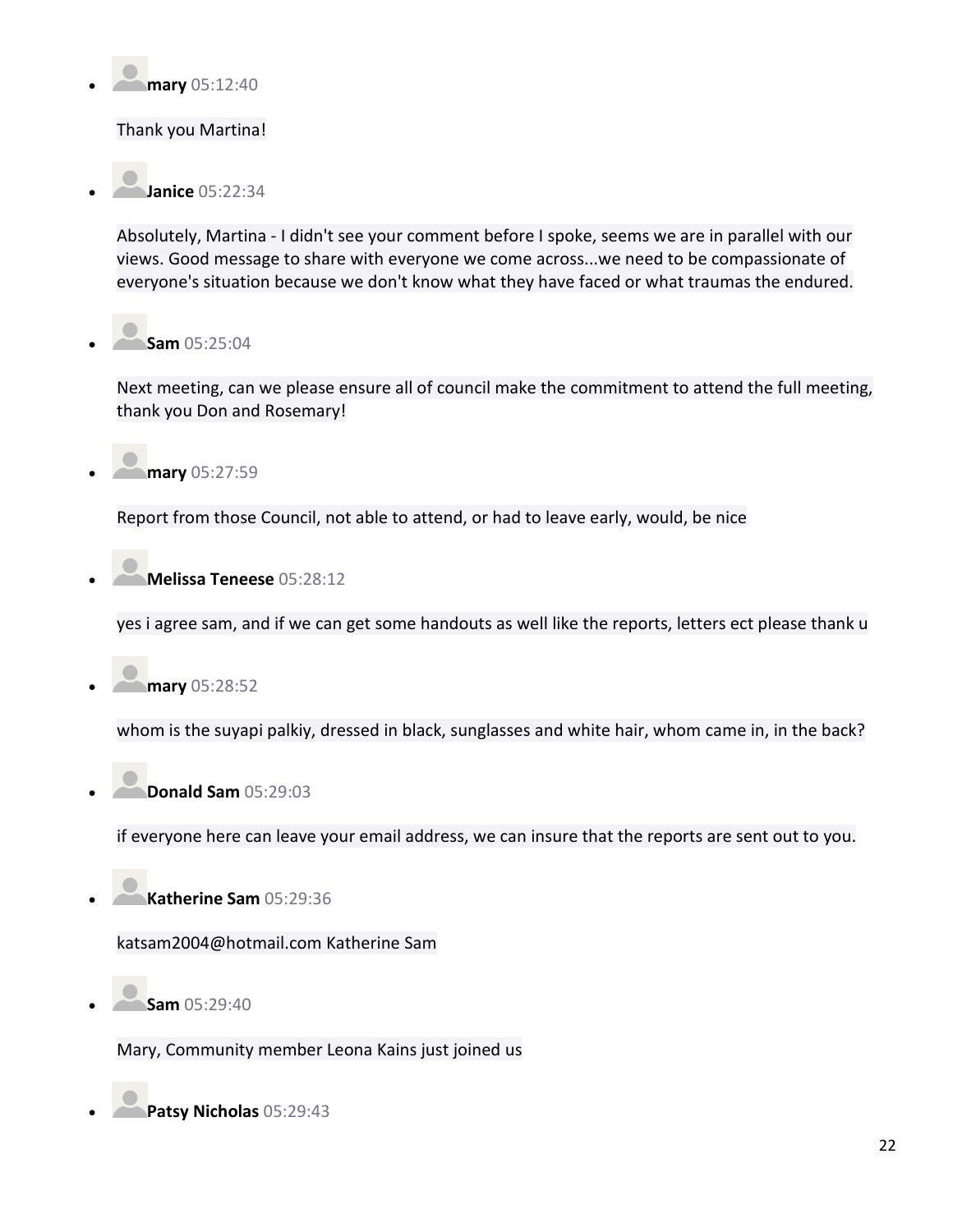- **mary** 05:12:40

  Thank you Martina!

- **Janice** 05:22:34

  Absolutely, Martina - I didn't see your comment before I spoke, seems we are in parallel with our views. Good message to share with everyone we come across...we need to be compassionate of everyone's situation because we don't know what they have faced or what traumas the endured.

- **Sam** 05:25:04

  Next meeting, can we please ensure all of council make the commitment to attend the full meeting, thank you Don and Rosemary!

- **mary** 05:27:59

  Report from those Council, not able to attend, or had to leave early, would, be nice

- **Melissa Teneese** 05:28:12

  yes i agree sam, and if we can get some handouts as well like the reports, letters ect please thank u

- **mary** 05:28:52

  whom is the suyapi palkiy, dressed in black, sunglasses and white hair, whom came in, in the back?

- **Donald Sam** 05:29:03

  if everyone here can leave your email address, we can insure that the reports are sent out to you.

- **Katherine Sam** 05:29:36

  katsam2004@hotmail.com Katherine Sam

- **Sam** 05:29:40

  Mary, Community member Leona Kains just joined us

- **Patsy Nicholas** 05:29:43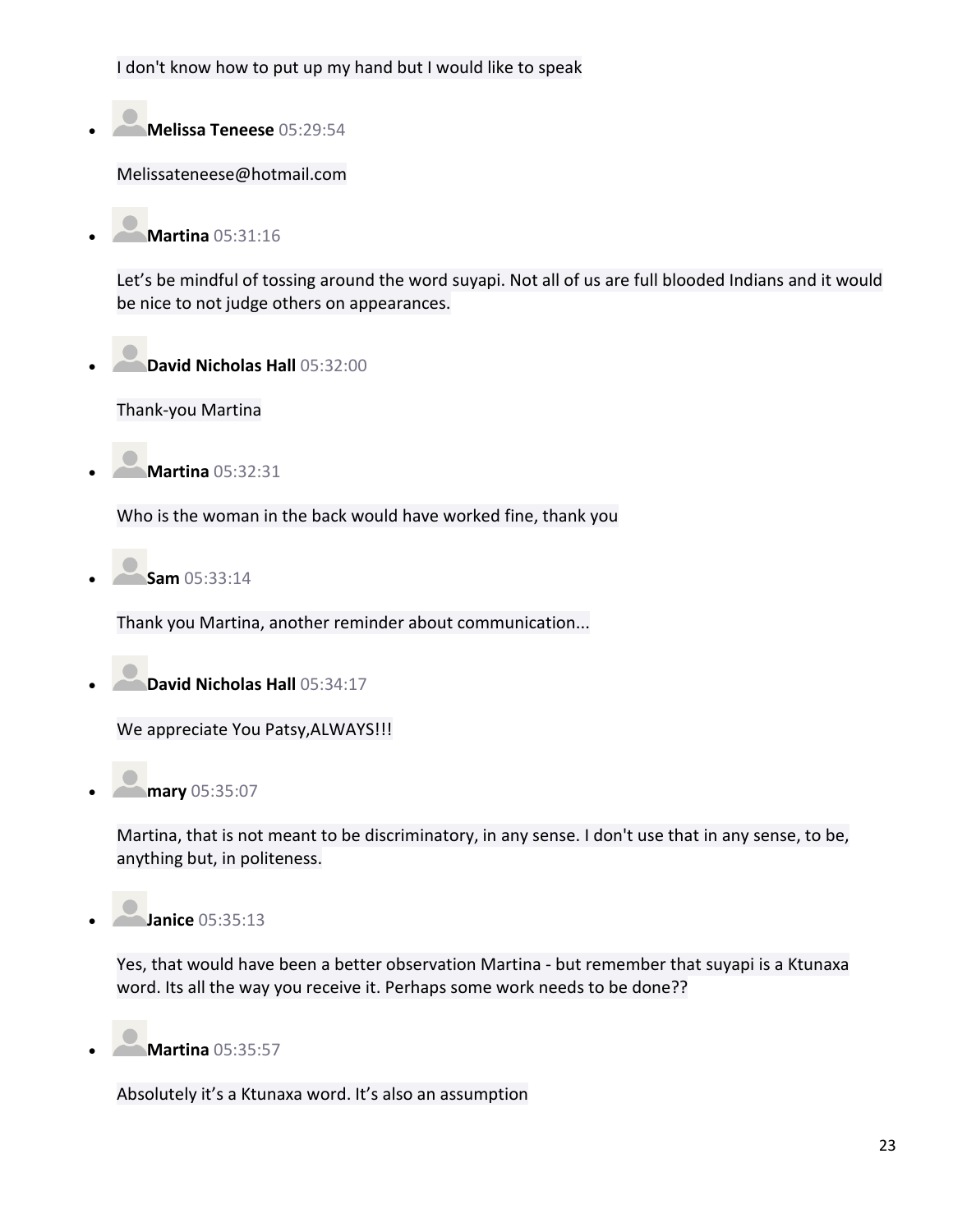I don't know how to put up my hand but I would like to speak

- **Melissa Teneese** 05:29:54

  Melissateneese@hotmail.com

- **Martina** 05:31:16

  Let's be mindful of tossing around the word suyapi. Not all of us are full blooded Indians and it would be nice to not judge others on appearances.

- **David Nicholas Hall** 05:32:00

  Thank-you Martina

- **Martina** 05:32:31

  Who is the woman in the back would have worked fine, thank you

- **Sam** 05:33:14

  Thank you Martina, another reminder about communication...

- **David Nicholas Hall** 05:34:17

  We appreciate You Patsy,ALWAYS!!!

- **mary** 05:35:07

  Martina, that is not meant to be discriminatory, in any sense. I don't use that in any sense, to be, anything but, in politeness.

- **Janice** 05:35:13

  Yes, that would have been a better observation Martina - but remember that suyapi is a Ktunaxa word. Its all the way you receive it. Perhaps some work needs to be done??

- **Martina** 05:35:57

  Absolutely it's a Ktunaxa word. It's also an assumption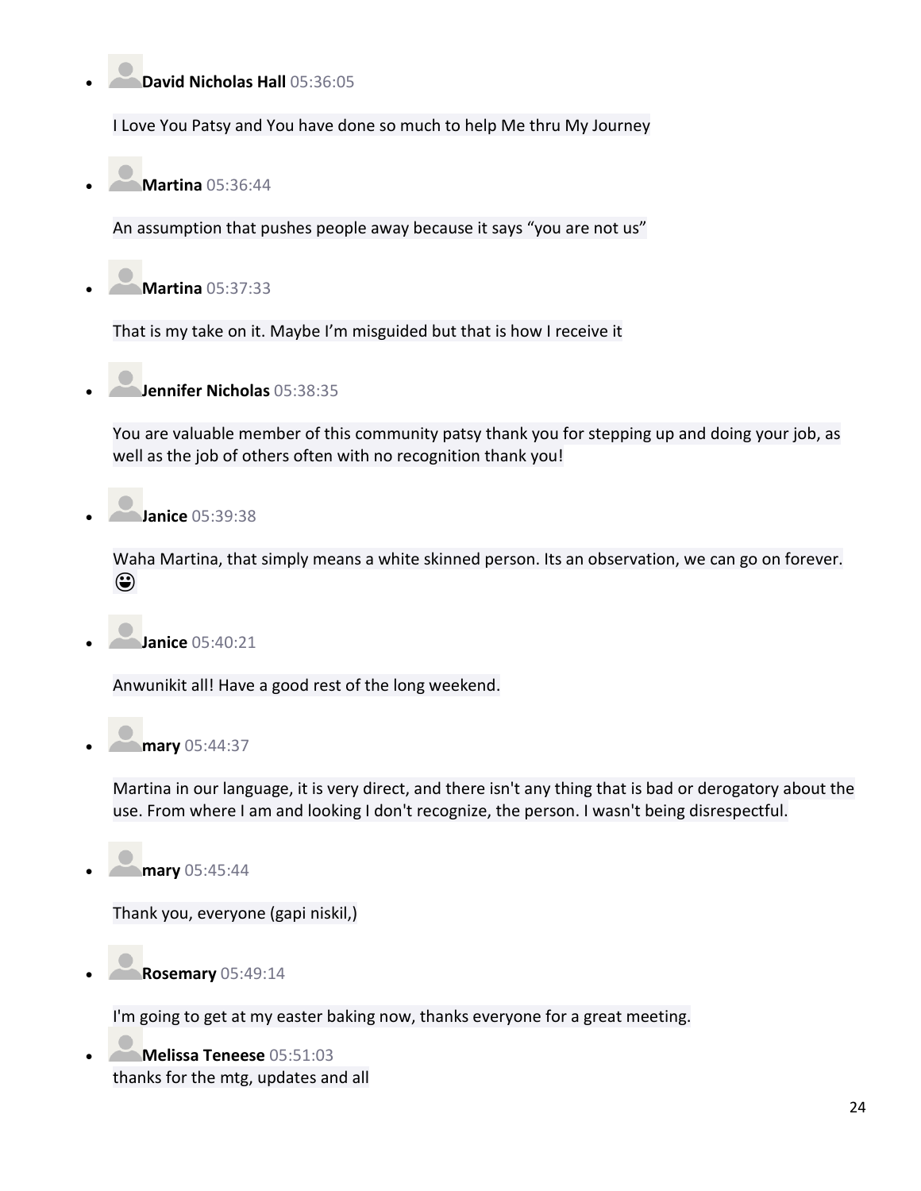- **David Nicholas Hall** 05:36:05

  I Love You Patsy and You have done so much to help Me thru My Journey

- **Martina** 05:36:44

  An assumption that pushes people away because it says "you are not us"

- **Martina** 05:37:33

  That is my take on it. Maybe I'm misguided but that is how I receive it

- **Jennifer Nicholas** 05:38:35

  You are valuable member of this community patsy thank you for stepping up and doing your job, as well as the job of others often with no recognition thank you!

- **Janice** 05:39:38

  Waha Martina, that simply means a white skinned person. Its an observation, we can go on forever. 😃

- **Janice** 05:40:21

  Anwunikit all! Have a good rest of the long weekend.

- **mary** 05:44:37

  Martina in our language, it is very direct, and there isn't any thing that is bad or derogatory about the use. From where I am and looking I don't recognize, the person. I wasn't being disrespectful.

- **mary** 05:45:44

  Thank you, everyone (gapi niskil,)

- **Rosemary** 05:49:14

  I'm going to get at my easter baking now, thanks everyone for a great meeting.

- **Melissa Teneese** 05:51:03

  thanks for the mtg, updates and all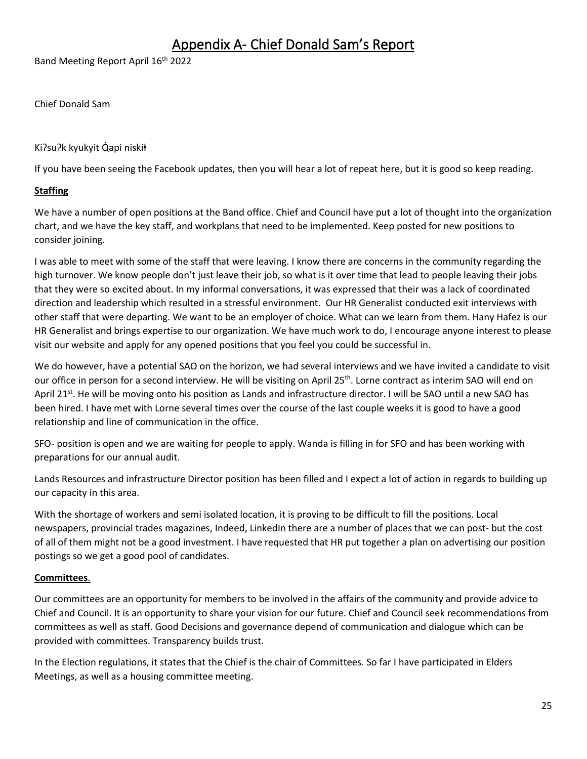# Appendix A- Chief Donald Sam's Report

Band Meeting Report April 16th 2022

Chief Donald Sam

Kiʔsuʔk kyukyit Q̓api niskiɬ

If you have been seeing the Facebook updates, then you will hear a lot of repeat here, but it is good so keep reading.

**Staffing**

We have a number of open positions at the Band office. Chief and Council have put a lot of thought into the organization chart, and we have the key staff, and workplans that need to be implemented. Keep posted for new positions to consider joining.

I was able to meet with some of the staff that were leaving. I know there are concerns in the community regarding the high turnover. We know people don't just leave their job, so what is it over time that lead to people leaving their jobs that they were so excited about. In my informal conversations, it was expressed that their was a lack of coordinated direction and leadership which resulted in a stressful environment. Our HR Generalist conducted exit interviews with other staff that were departing. We want to be an employer of choice. What can we learn from them. Hany Hafez is our HR Generalist and brings expertise to our organization. We have much work to do, I encourage anyone interest to please visit our website and apply for any opened positions that you feel you could be successful in.

We do however, have a potential SAO on the horizon, we had several interviews and we have invited a candidate to visit our office in person for a second interview. He will be visiting on April 25th. Lorne contract as interim SAO will end on April 21st. He will be moving onto his position as Lands and infrastructure director. I will be SAO until a new SAO has been hired. I have met with Lorne several times over the course of the last couple weeks it is good to have a good relationship and line of communication in the office.

SFO- position is open and we are waiting for people to apply. Wanda is filling in for SFO and has been working with preparations for our annual audit.

Lands Resources and infrastructure Director position has been filled and I expect a lot of action in regards to building up our capacity in this area.

With the shortage of workers and semi isolated location, it is proving to be difficult to fill the positions. Local newspapers, provincial trades magazines, Indeed, LinkedIn there are a number of places that we can post- but the cost of all of them might not be a good investment. I have requested that HR put together a plan on advertising our position postings so we get a good pool of candidates.

**Committees**.

Our committees are an opportunity for members to be involved in the affairs of the community and provide advice to Chief and Council. It is an opportunity to share your vision for our future. Chief and Council seek recommendations from committees as well as staff. Good Decisions and governance depend of communication and dialogue which can be provided with committees. Transparency builds trust.

In the Election regulations, it states that the Chief is the chair of Committees. So far I have participated in Elders Meetings, as well as a housing committee meeting.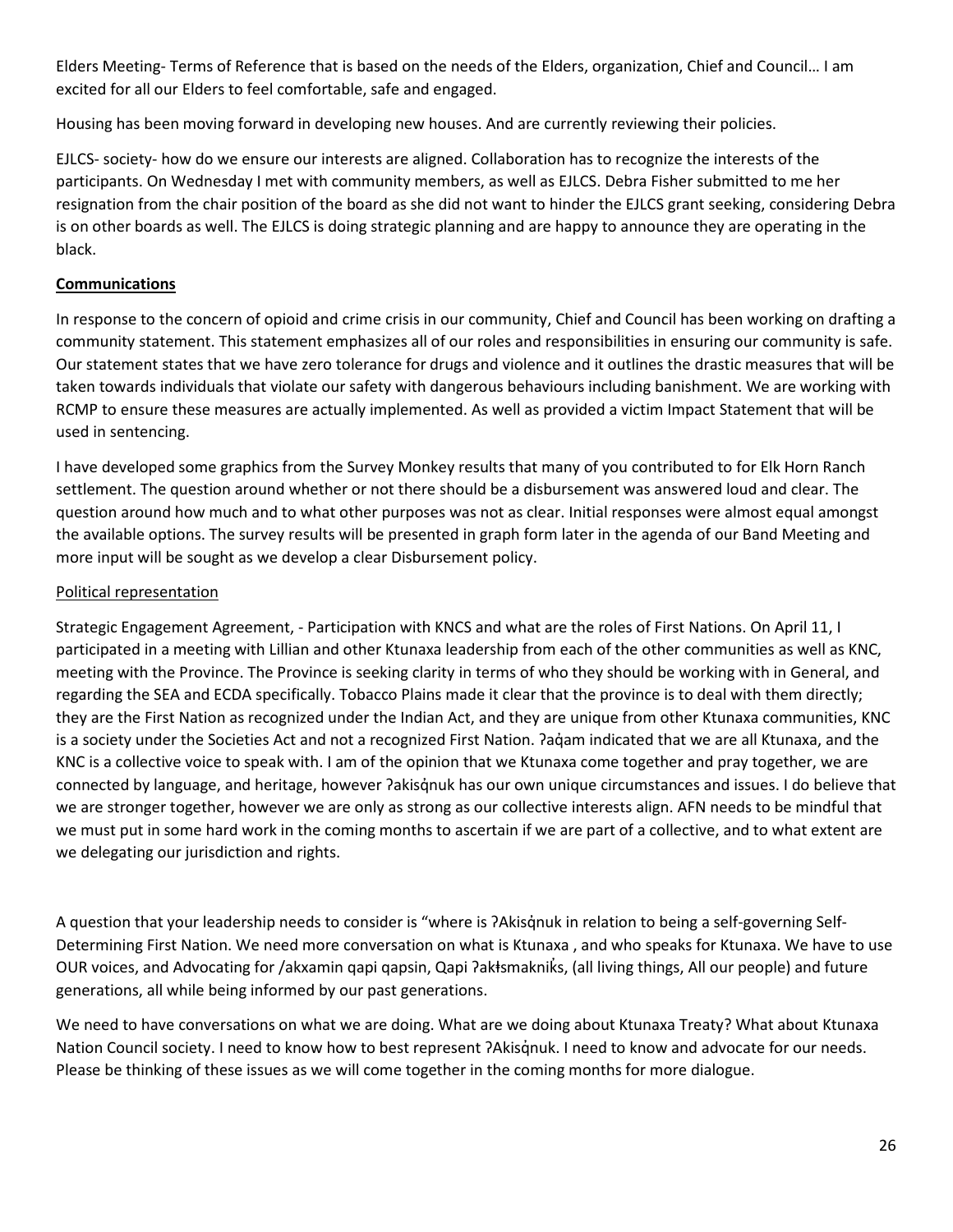Elders Meeting- Terms of Reference that is based on the needs of the Elders, organization, Chief and Council… I am excited for all our Elders to feel comfortable, safe and engaged.

Housing has been moving forward in developing new houses. And are currently reviewing their policies.

EJLCS- society- how do we ensure our interests are aligned. Collaboration has to recognize the interests of the participants. On Wednesday I met with community members, as well as EJLCS. Debra Fisher submitted to me her resignation from the chair position of the board as she did not want to hinder the EJLCS grant seeking, considering Debra is on other boards as well. The EJLCS is doing strategic planning and are happy to announce they are operating in the black.

**Communications**

In response to the concern of opioid and crime crisis in our community, Chief and Council has been working on drafting a community statement. This statement emphasizes all of our roles and responsibilities in ensuring our community is safe. Our statement states that we have zero tolerance for drugs and violence and it outlines the drastic measures that will be taken towards individuals that violate our safety with dangerous behaviours including banishment. We are working with RCMP to ensure these measures are actually implemented. As well as provided a victim Impact Statement that will be used in sentencing.

I have developed some graphics from the Survey Monkey results that many of you contributed to for Elk Horn Ranch settlement. The question around whether or not there should be a disbursement was answered loud and clear. The question around how much and to what other purposes was not as clear. Initial responses were almost equal amongst the available options. The survey results will be presented in graph form later in the agenda of our Band Meeting and more input will be sought as we develop a clear Disbursement policy.

Political representation

Strategic Engagement Agreement, - Participation with KNCS and what are the roles of First Nations. On April 11, I participated in a meeting with Lillian and other Ktunaxa leadership from each of the other communities as well as KNC, meeting with the Province. The Province is seeking clarity in terms of who they should be working with in General, and regarding the SEA and ECDA specifically. Tobacco Plains made it clear that the province is to deal with them directly; they are the First Nation as recognized under the Indian Act, and they are unique from other Ktunaxa communities, KNC is a society under the Societies Act and not a recognized First Nation. ʔaq̓am indicated that we are all Ktunaxa, and the KNC is a collective voice to speak with. I am of the opinion that we Ktunaxa come together and pray together, we are connected by language, and heritage, however ʔakisq̓nuk has our own unique circumstances and issues. I do believe that we are stronger together, however we are only as strong as our collective interests align. AFN needs to be mindful that we must put in some hard work in the coming months to ascertain if we are part of a collective, and to what extent are we delegating our jurisdiction and rights.

A question that your leadership needs to consider is "where is ʔAkisq̓nuk in relation to being a self-governing Self-Determining First Nation. We need more conversation on what is Ktunaxa , and who speaks for Ktunaxa. We have to use OUR voices, and Advocating for /akxamin qapi qapsin, Qapi ʔakɬsmakniks̓, (all living things, All our people) and future generations, all while being informed by our past generations.

We need to have conversations on what we are doing. What are we doing about Ktunaxa Treaty? What about Ktunaxa Nation Council society. I need to know how to best represent ʔAkisq̓nuk. I need to know and advocate for our needs. Please be thinking of these issues as we will come together in the coming months for more dialogue.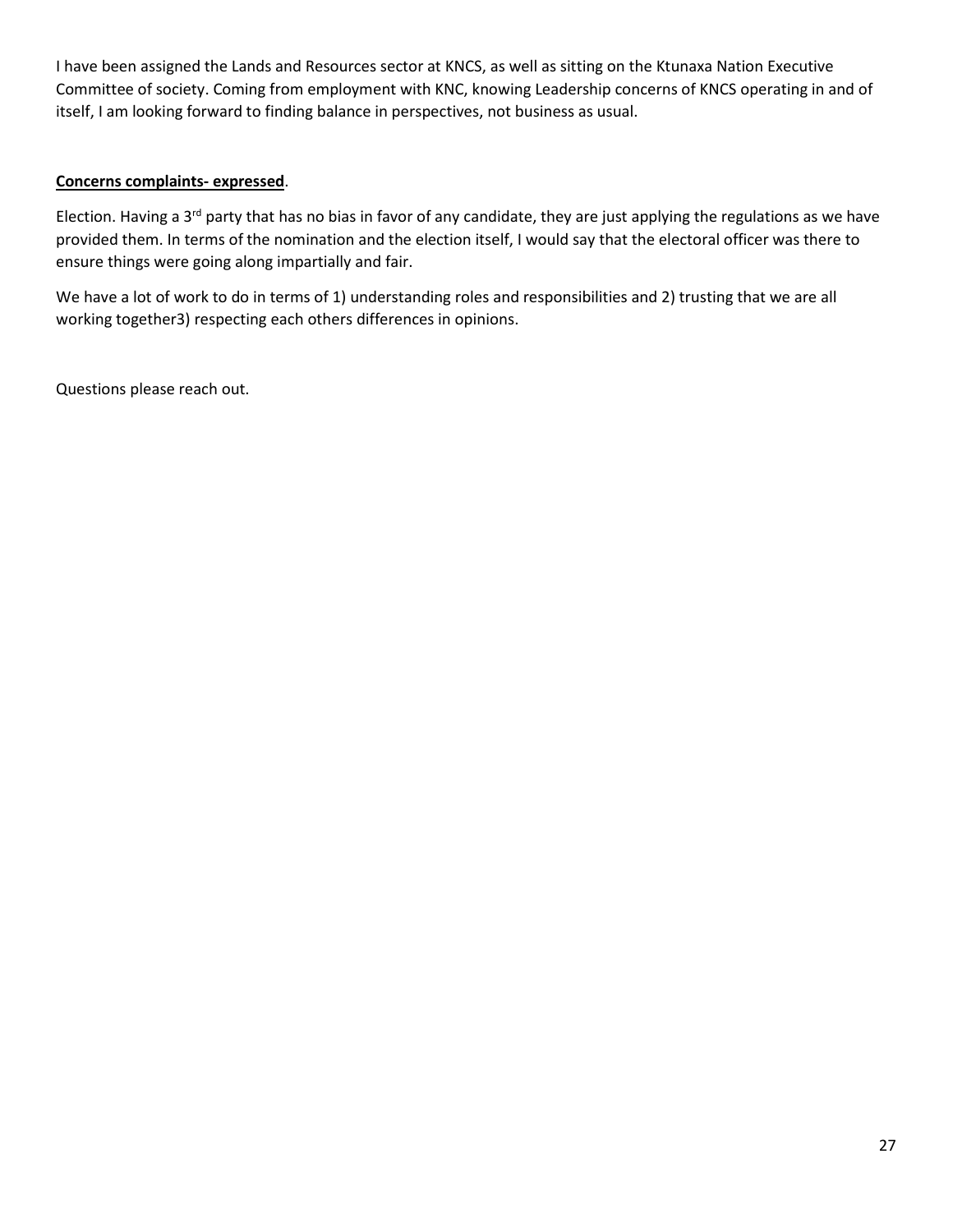I have been assigned the Lands and Resources sector at KNCS, as well as sitting on the Ktunaxa Nation Executive Committee of society. Coming from employment with KNC, knowing Leadership concerns of KNCS operating in and of itself, I am looking forward to finding balance in perspectives, not business as usual.

**Concerns complaints- expressed**.

Election. Having a 3rd party that has no bias in favor of any candidate, they are just applying the regulations as we have provided them. In terms of the nomination and the election itself, I would say that the electoral officer was there to ensure things were going along impartially and fair.

We have a lot of work to do in terms of 1) understanding roles and responsibilities and 2) trusting that we are all working together3) respecting each others differences in opinions.

Questions please reach out.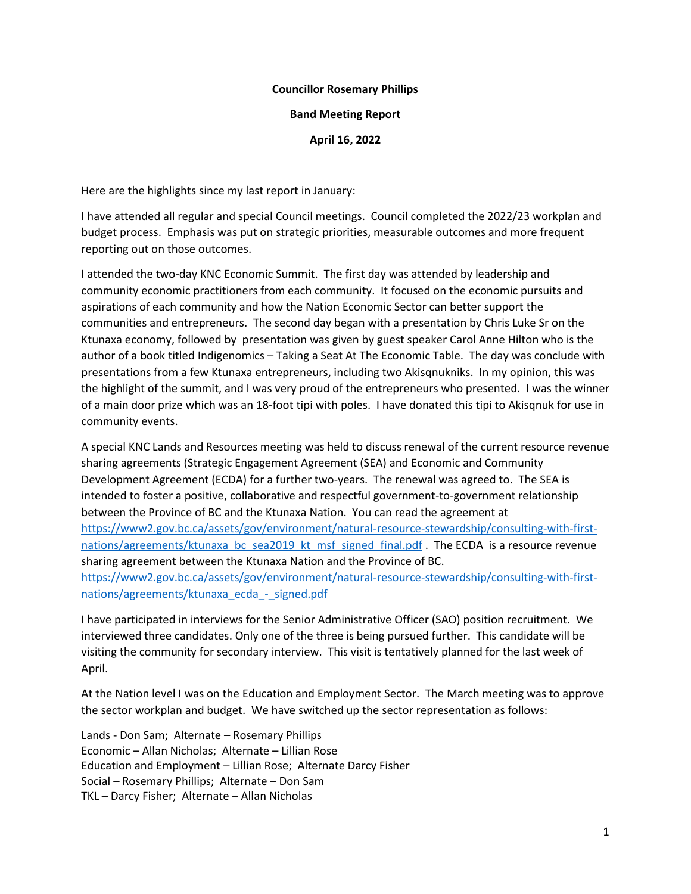**Councillor Rosemary Phillips**

**Band Meeting Report**

**April 16, 2022**

Here are the highlights since my last report in January:

I have attended all regular and special Council meetings. Council completed the 2022/23 workplan and budget process. Emphasis was put on strategic priorities, measurable outcomes and more frequent reporting out on those outcomes.

I attended the two-day KNC Economic Summit. The first day was attended by leadership and community economic practitioners from each community. It focused on the economic pursuits and aspirations of each community and how the Nation Economic Sector can better support the communities and entrepreneurs. The second day began with a presentation by Chris Luke Sr on the Ktunaxa economy, followed by presentation was given by guest speaker Carol Anne Hilton who is the author of a book titled Indigenomics – Taking a Seat At The Economic Table. The day was conclude with presentations from a few Ktunaxa entrepreneurs, including two Akisqnukniks. In my opinion, this was the highlight of the summit, and I was very proud of the entrepreneurs who presented. I was the winner of a main door prize which was an 18-foot tipi with poles. I have donated this tipi to Akisqnuk for use in community events.

A special KNC Lands and Resources meeting was held to discuss renewal of the current resource revenue sharing agreements (Strategic Engagement Agreement (SEA) and Economic and Community Development Agreement (ECDA) for a further two-years. The renewal was agreed to. The SEA is intended to foster a positive, collaborative and respectful government-to-government relationship between the Province of BC and the Ktunaxa Nation. You can read the agreement at https://www2.gov.bc.ca/assets/gov/environment/natural-resource-stewardship/consulting-with-first-nations/agreements/ktunaxa_bc_sea2019_kt_msf_signed_final.pdf . The ECDA is a resource revenue sharing agreement between the Ktunaxa Nation and the Province of BC. https://www2.gov.bc.ca/assets/gov/environment/natural-resource-stewardship/consulting-with-first-nations/agreements/ktunaxa_ecda_-_signed.pdf

I have participated in interviews for the Senior Administrative Officer (SAO) position recruitment. We interviewed three candidates. Only one of the three is being pursued further. This candidate will be visiting the community for secondary interview. This visit is tentatively planned for the last week of April.

At the Nation level I was on the Education and Employment Sector. The March meeting was to approve the sector workplan and budget. We have switched up the sector representation as follows:

Lands - Don Sam; Alternate – Rosemary Phillips
Economic – Allan Nicholas; Alternate – Lillian Rose
Education and Employment – Lillian Rose; Alternate Darcy Fisher
Social – Rosemary Phillips; Alternate – Don Sam
TKL – Darcy Fisher; Alternate – Allan Nicholas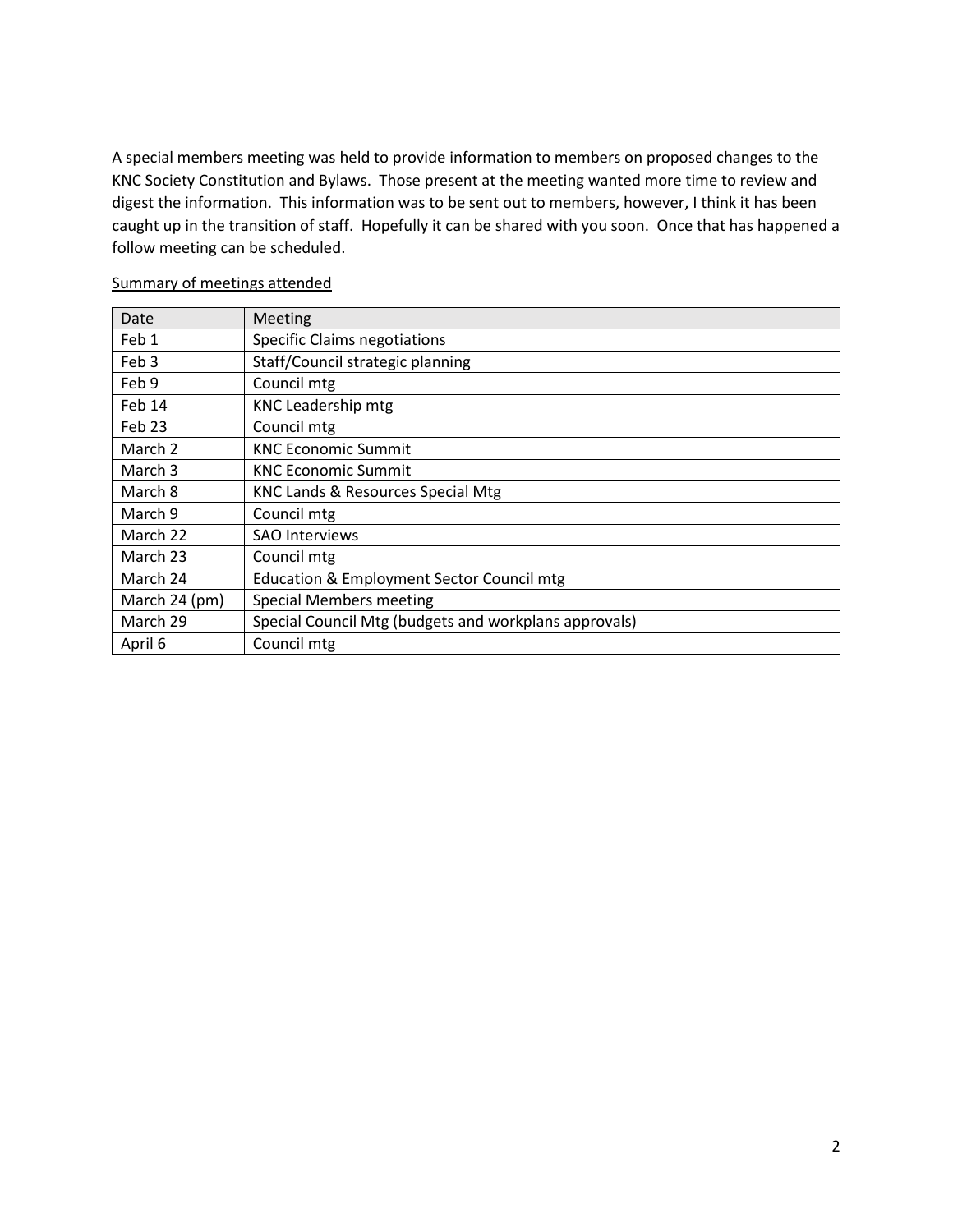A special members meeting was held to provide information to members on proposed changes to the KNC Society Constitution and Bylaws. Those present at the meeting wanted more time to review and digest the information. This information was to be sent out to members, however, I think it has been caught up in the transition of staff. Hopefully it can be shared with you soon. Once that has happened a follow meeting can be scheduled.

<u>Summary of meetings attended</u>

| Date | Meeting |
|---|---|
| Feb 1 | Specific Claims negotiations |
| Feb 3 | Staff/Council strategic planning |
| Feb 9 | Council mtg |
| Feb 14 | KNC Leadership mtg |
| Feb 23 | Council mtg |
| March 2 | KNC Economic Summit |
| March 3 | KNC Economic Summit |
| March 8 | KNC Lands & Resources Special Mtg |
| March 9 | Council mtg |
| March 22 | SAO Interviews |
| March 23 | Council mtg |
| March 24 | Education & Employment Sector Council mtg |
| March 24 (pm) | Special Members meeting |
| March 29 | Special Council Mtg (budgets and workplans approvals) |
| April 6 | Council mtg |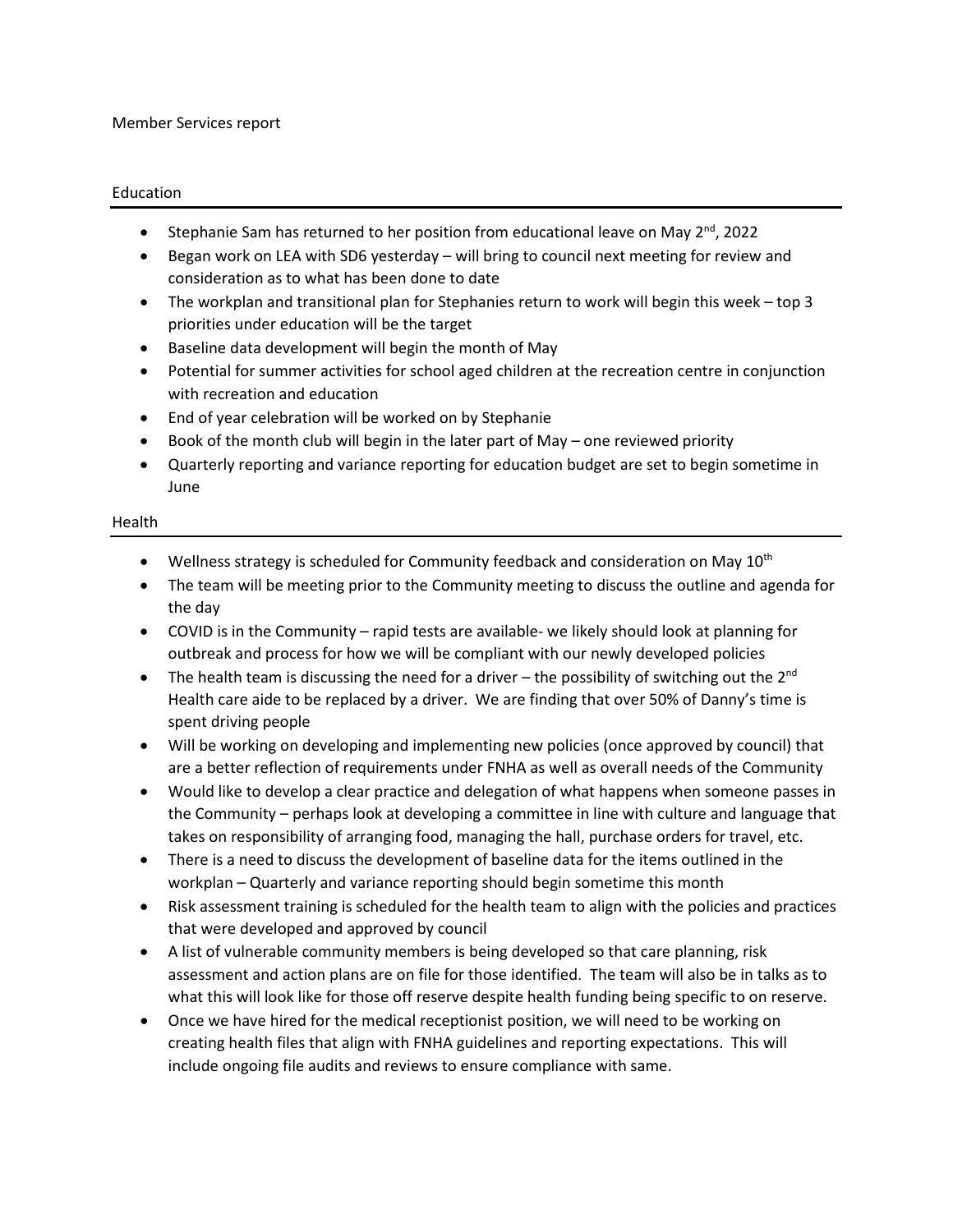Member Services report

## Education

- Stephanie Sam has returned to her position from educational leave on May 2nd, 2022
- Began work on LEA with SD6 yesterday – will bring to council next meeting for review and consideration as to what has been done to date
- The workplan and transitional plan for Stephanies return to work will begin this week – top 3 priorities under education will be the target
- Baseline data development will begin the month of May
- Potential for summer activities for school aged children at the recreation centre in conjunction with recreation and education
- End of year celebration will be worked on by Stephanie
- Book of the month club will begin in the later part of May – one reviewed priority
- Quarterly reporting and variance reporting for education budget are set to begin sometime in June

## Health

- Wellness strategy is scheduled for Community feedback and consideration on May 10th
- The team will be meeting prior to the Community meeting to discuss the outline and agenda for the day
- COVID is in the Community – rapid tests are available- we likely should look at planning for outbreak and process for how we will be compliant with our newly developed policies
- The health team is discussing the need for a driver – the possibility of switching out the 2nd Health care aide to be replaced by a driver. We are finding that over 50% of Danny's time is spent driving people
- Will be working on developing and implementing new policies (once approved by council) that are a better reflection of requirements under FNHA as well as overall needs of the Community
- Would like to develop a clear practice and delegation of what happens when someone passes in the Community – perhaps look at developing a committee in line with culture and language that takes on responsibility of arranging food, managing the hall, purchase orders for travel, etc.
- There is a need to discuss the development of baseline data for the items outlined in the workplan – Quarterly and variance reporting should begin sometime this month
- Risk assessment training is scheduled for the health team to align with the policies and practices that were developed and approved by council
- A list of vulnerable community members is being developed so that care planning, risk assessment and action plans are on file for those identified. The team will also be in talks as to what this will look like for those off reserve despite health funding being specific to on reserve.
- Once we have hired for the medical receptionist position, we will need to be working on creating health files that align with FNHA guidelines and reporting expectations. This will include ongoing file audits and reviews to ensure compliance with same.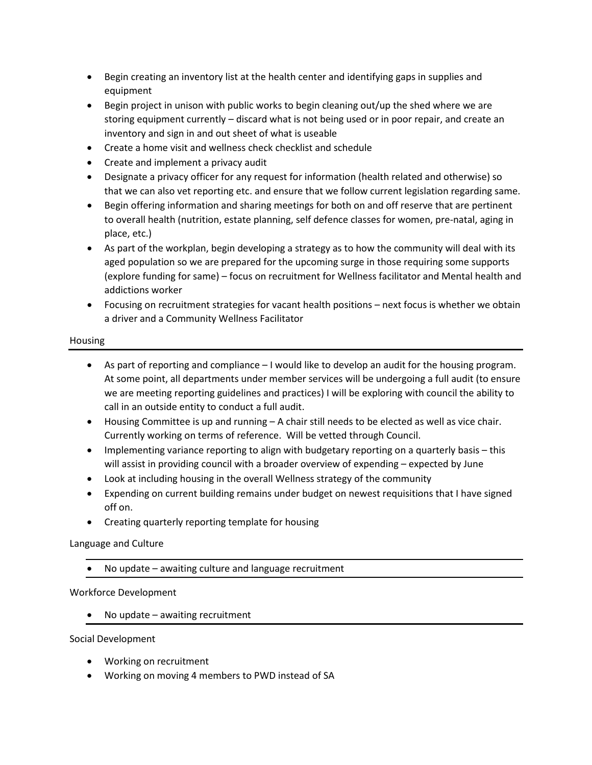- Begin creating an inventory list at the health center and identifying gaps in supplies and equipment
- Begin project in unison with public works to begin cleaning out/up the shed where we are storing equipment currently – discard what is not being used or in poor repair, and create an inventory and sign in and out sheet of what is useable
- Create a home visit and wellness check checklist and schedule
- Create and implement a privacy audit
- Designate a privacy officer for any request for information (health related and otherwise) so that we can also vet reporting etc. and ensure that we follow current legislation regarding same.
- Begin offering information and sharing meetings for both on and off reserve that are pertinent to overall health (nutrition, estate planning, self defence classes for women, pre-natal, aging in place, etc.)
- As part of the workplan, begin developing a strategy as to how the community will deal with its aged population so we are prepared for the upcoming surge in those requiring some supports (explore funding for same) – focus on recruitment for Wellness facilitator and Mental health and addictions worker
- Focusing on recruitment strategies for vacant health positions – next focus is whether we obtain a driver and a Community Wellness Facilitator

## Housing

- As part of reporting and compliance – I would like to develop an audit for the housing program. At some point, all departments under member services will be undergoing a full audit (to ensure we are meeting reporting guidelines and practices) I will be exploring with council the ability to call in an outside entity to conduct a full audit.
- Housing Committee is up and running – A chair still needs to be elected as well as vice chair. Currently working on terms of reference. Will be vetted through Council.
- Implementing variance reporting to align with budgetary reporting on a quarterly basis – this will assist in providing council with a broader overview of expending – expected by June
- Look at including housing in the overall Wellness strategy of the community
- Expending on current building remains under budget on newest requisitions that I have signed off on.
- Creating quarterly reporting template for housing

## Language and Culture

- No update – awaiting culture and language recruitment

## Workforce Development

- No update – awaiting recruitment

## Social Development

- Working on recruitment
- Working on moving 4 members to PWD instead of SA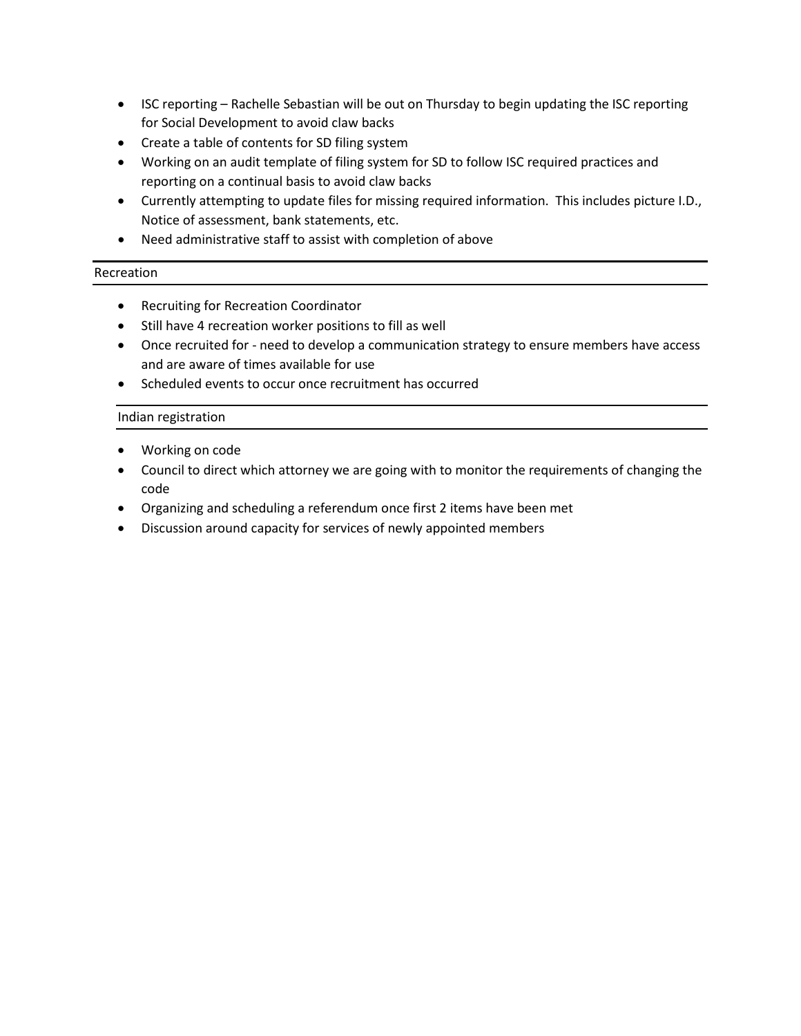- ISC reporting – Rachelle Sebastian will be out on Thursday to begin updating the ISC reporting for Social Development to avoid claw backs
- Create a table of contents for SD filing system
- Working on an audit template of filing system for SD to follow ISC required practices and reporting on a continual basis to avoid claw backs
- Currently attempting to update files for missing required information. This includes picture I.D., Notice of assessment, bank statements, etc.
- Need administrative staff to assist with completion of above

## Recreation

- Recruiting for Recreation Coordinator
- Still have 4 recreation worker positions to fill as well
- Once recruited for - need to develop a communication strategy to ensure members have access and are aware of times available for use
- Scheduled events to occur once recruitment has occurred

## Indian registration

- Working on code
- Council to direct which attorney we are going with to monitor the requirements of changing the code
- Organizing and scheduling a referendum once first 2 items have been met
- Discussion around capacity for services of newly appointed members